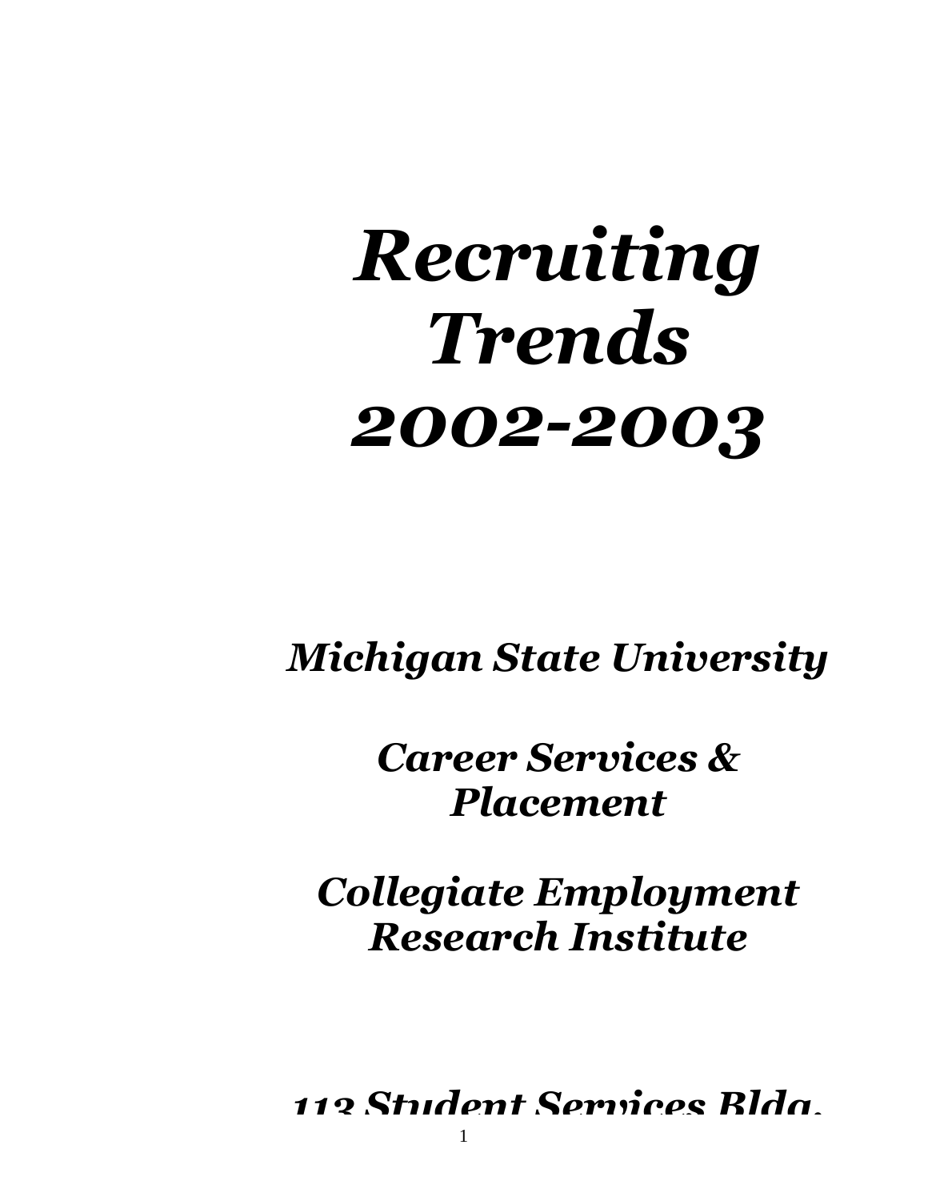# *Recruiting Trends 2002-2003*

***Michigan State University***

***Career Services & Placement***

***Collegiate Employment Research Institute***

***113 Student Services Bldg.***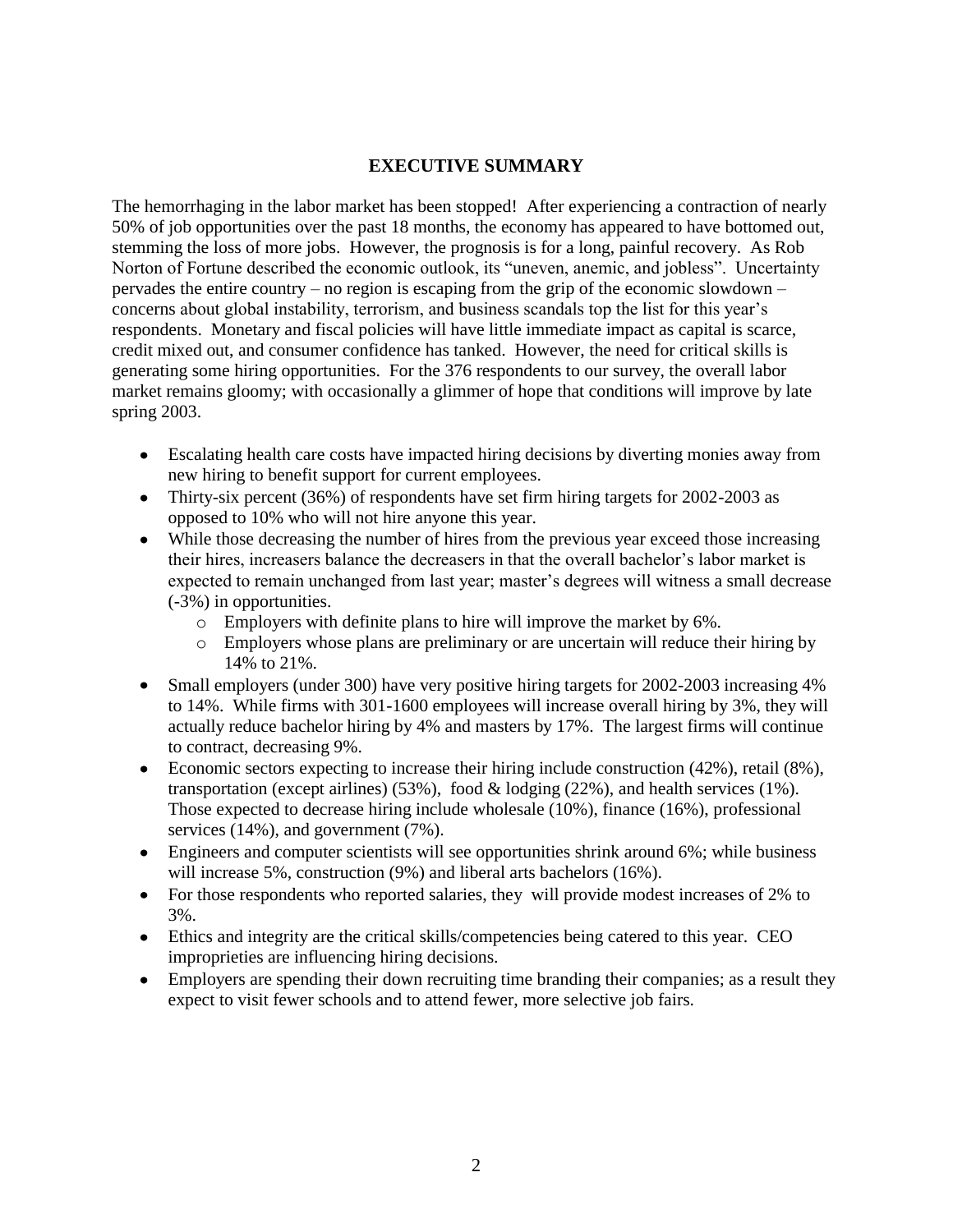## EXECUTIVE SUMMARY

The hemorrhaging in the labor market has been stopped! After experiencing a contraction of nearly 50% of job opportunities over the past 18 months, the economy has appeared to have bottomed out, stemming the loss of more jobs. However, the prognosis is for a long, painful recovery. As Rob Norton of Fortune described the economic outlook, its "uneven, anemic, and jobless". Uncertainty pervades the entire country – no region is escaping from the grip of the economic slowdown – concerns about global instability, terrorism, and business scandals top the list for this year's respondents. Monetary and fiscal policies will have little immediate impact as capital is scarce, credit mixed out, and consumer confidence has tanked. However, the need for critical skills is generating some hiring opportunities. For the 376 respondents to our survey, the overall labor market remains gloomy; with occasionally a glimmer of hope that conditions will improve by late spring 2003.

- Escalating health care costs have impacted hiring decisions by diverting monies away from new hiring to benefit support for current employees.
- Thirty-six percent (36%) of respondents have set firm hiring targets for 2002-2003 as opposed to 10% who will not hire anyone this year.
- While those decreasing the number of hires from the previous year exceed those increasing their hires, increasers balance the decreasers in that the overall bachelor's labor market is expected to remain unchanged from last year; master's degrees will witness a small decrease (-3%) in opportunities.
    - Employers with definite plans to hire will improve the market by 6%.
    - Employers whose plans are preliminary or are uncertain will reduce their hiring by 14% to 21%.
- Small employers (under 300) have very positive hiring targets for 2002-2003 increasing 4% to 14%. While firms with 301-1600 employees will increase overall hiring by 3%, they will actually reduce bachelor hiring by 4% and masters by 17%. The largest firms will continue to contract, decreasing 9%.
- Economic sectors expecting to increase their hiring include construction (42%), retail (8%), transportation (except airlines) (53%), food & lodging (22%), and health services (1%). Those expected to decrease hiring include wholesale (10%), finance (16%), professional services (14%), and government (7%).
- Engineers and computer scientists will see opportunities shrink around 6%; while business will increase 5%, construction (9%) and liberal arts bachelors (16%).
- For those respondents who reported salaries, they will provide modest increases of 2% to 3%.
- Ethics and integrity are the critical skills/competencies being catered to this year. CEO improprieties are influencing hiring decisions.
- Employers are spending their down recruiting time branding their companies; as a result they expect to visit fewer schools and to attend fewer, more selective job fairs.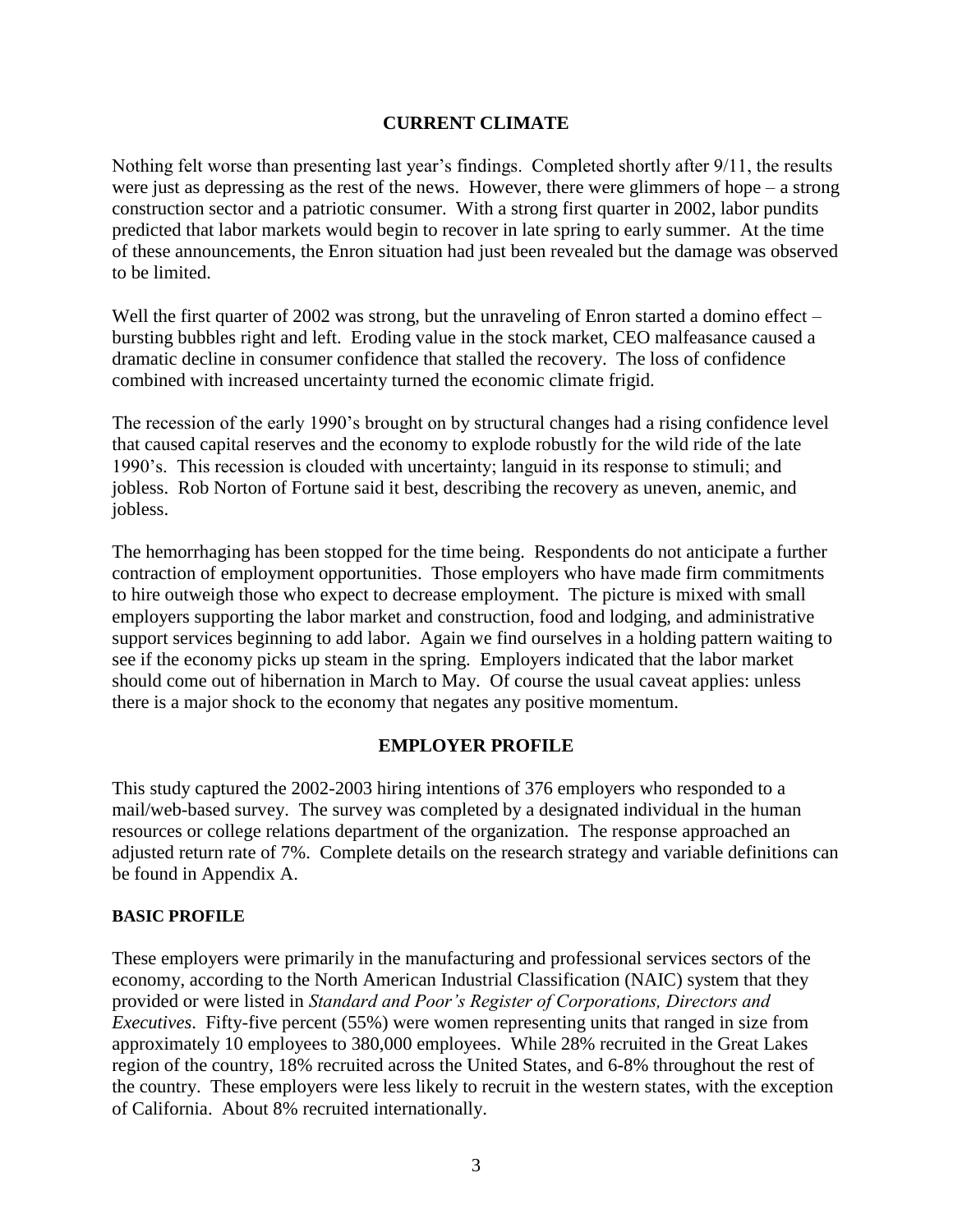## CURRENT CLIMATE

Nothing felt worse than presenting last year's findings. Completed shortly after 9/11, the results were just as depressing as the rest of the news. However, there were glimmers of hope – a strong construction sector and a patriotic consumer. With a strong first quarter in 2002, labor pundits predicted that labor markets would begin to recover in late spring to early summer. At the time of these announcements, the Enron situation had just been revealed but the damage was observed to be limited.

Well the first quarter of 2002 was strong, but the unraveling of Enron started a domino effect – bursting bubbles right and left. Eroding value in the stock market, CEO malfeasance caused a dramatic decline in consumer confidence that stalled the recovery. The loss of confidence combined with increased uncertainty turned the economic climate frigid.

The recession of the early 1990's brought on by structural changes had a rising confidence level that caused capital reserves and the economy to explode robustly for the wild ride of the late 1990's. This recession is clouded with uncertainty; languid in its response to stimuli; and jobless. Rob Norton of Fortune said it best, describing the recovery as uneven, anemic, and jobless.

The hemorrhaging has been stopped for the time being. Respondents do not anticipate a further contraction of employment opportunities. Those employers who have made firm commitments to hire outweigh those who expect to decrease employment. The picture is mixed with small employers supporting the labor market and construction, food and lodging, and administrative support services beginning to add labor. Again we find ourselves in a holding pattern waiting to see if the economy picks up steam in the spring. Employers indicated that the labor market should come out of hibernation in March to May. Of course the usual caveat applies: unless there is a major shock to the economy that negates any positive momentum.

## EMPLOYER PROFILE

This study captured the 2002-2003 hiring intentions of 376 employers who responded to a mail/web-based survey. The survey was completed by a designated individual in the human resources or college relations department of the organization. The response approached an adjusted return rate of 7%. Complete details on the research strategy and variable definitions can be found in Appendix A.

### BASIC PROFILE

These employers were primarily in the manufacturing and professional services sectors of the economy, according to the North American Industrial Classification (NAIC) system that they provided or were listed in *Standard and Poor's Register of Corporations, Directors and Executives*. Fifty-five percent (55%) were women representing units that ranged in size from approximately 10 employees to 380,000 employees. While 28% recruited in the Great Lakes region of the country, 18% recruited across the United States, and 6-8% throughout the rest of the country. These employers were less likely to recruit in the western states, with the exception of California. About 8% recruited internationally.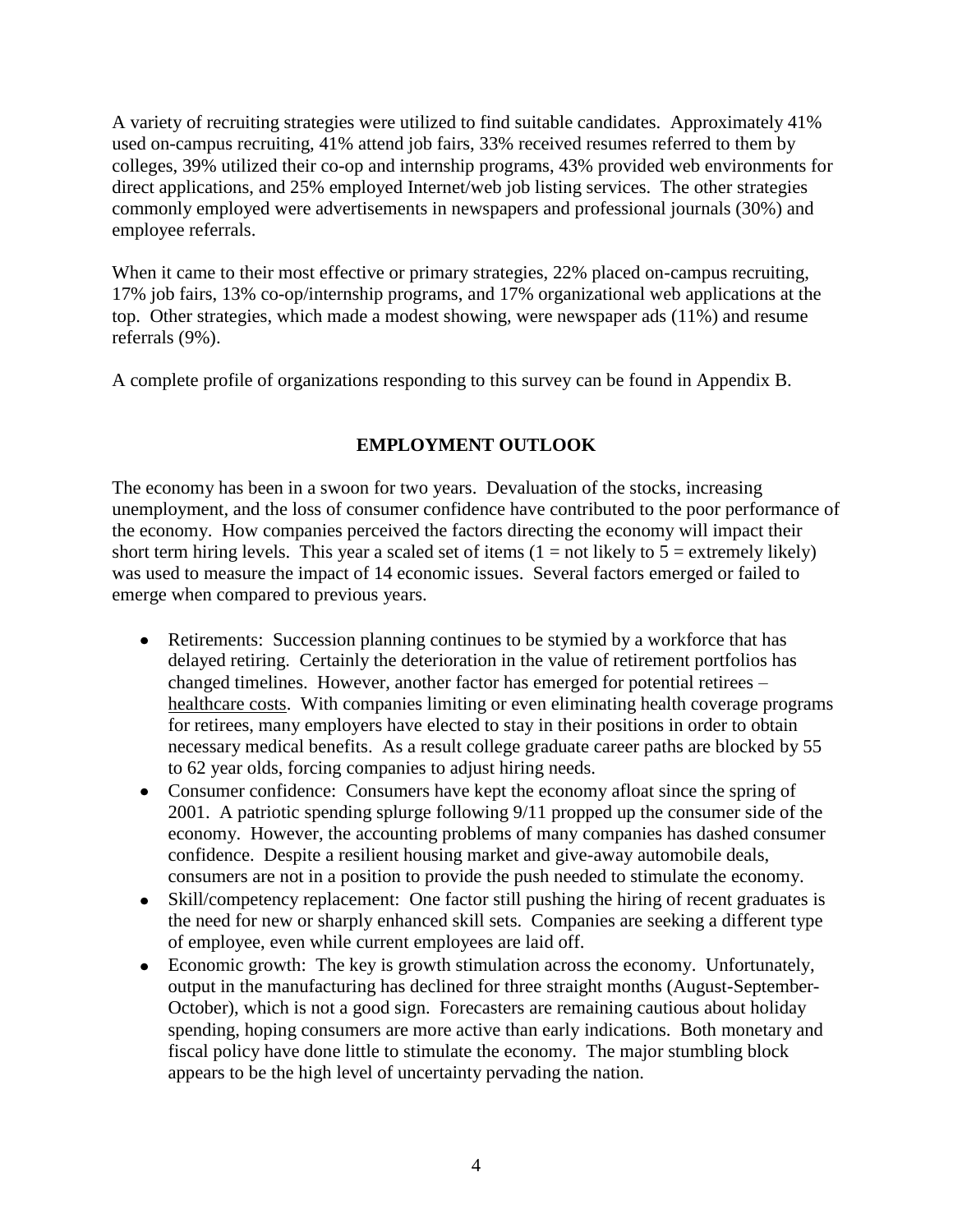A variety of recruiting strategies were utilized to find suitable candidates. Approximately 41% used on-campus recruiting, 41% attend job fairs, 33% received resumes referred to them by colleges, 39% utilized their co-op and internship programs, 43% provided web environments for direct applications, and 25% employed Internet/web job listing services. The other strategies commonly employed were advertisements in newspapers and professional journals (30%) and employee referrals.

When it came to their most effective or primary strategies, 22% placed on-campus recruiting, 17% job fairs, 13% co-op/internship programs, and 17% organizational web applications at the top. Other strategies, which made a modest showing, were newspaper ads (11%) and resume referrals (9%).

A complete profile of organizations responding to this survey can be found in Appendix B.

## EMPLOYMENT OUTLOOK

The economy has been in a swoon for two years. Devaluation of the stocks, increasing unemployment, and the loss of consumer confidence have contributed to the poor performance of the economy. How companies perceived the factors directing the economy will impact their short term hiring levels. This year a scaled set of items (1 = not likely to 5 = extremely likely) was used to measure the impact of 14 economic issues. Several factors emerged or failed to emerge when compared to previous years.

- Retirements: Succession planning continues to be stymied by a workforce that has delayed retiring. Certainly the deterioration in the value of retirement portfolios has changed timelines. However, another factor has emerged for potential retirees – healthcare costs. With companies limiting or even eliminating health coverage programs for retirees, many employers have elected to stay in their positions in order to obtain necessary medical benefits. As a result college graduate career paths are blocked by 55 to 62 year olds, forcing companies to adjust hiring needs.
- Consumer confidence: Consumers have kept the economy afloat since the spring of 2001. A patriotic spending splurge following 9/11 propped up the consumer side of the economy. However, the accounting problems of many companies has dashed consumer confidence. Despite a resilient housing market and give-away automobile deals, consumers are not in a position to provide the push needed to stimulate the economy.
- Skill/competency replacement: One factor still pushing the hiring of recent graduates is the need for new or sharply enhanced skill sets. Companies are seeking a different type of employee, even while current employees are laid off.
- Economic growth: The key is growth stimulation across the economy. Unfortunately, output in the manufacturing has declined for three straight months (August-September-October), which is not a good sign. Forecasters are remaining cautious about holiday spending, hoping consumers are more active than early indications. Both monetary and fiscal policy have done little to stimulate the economy. The major stumbling block appears to be the high level of uncertainty pervading the nation.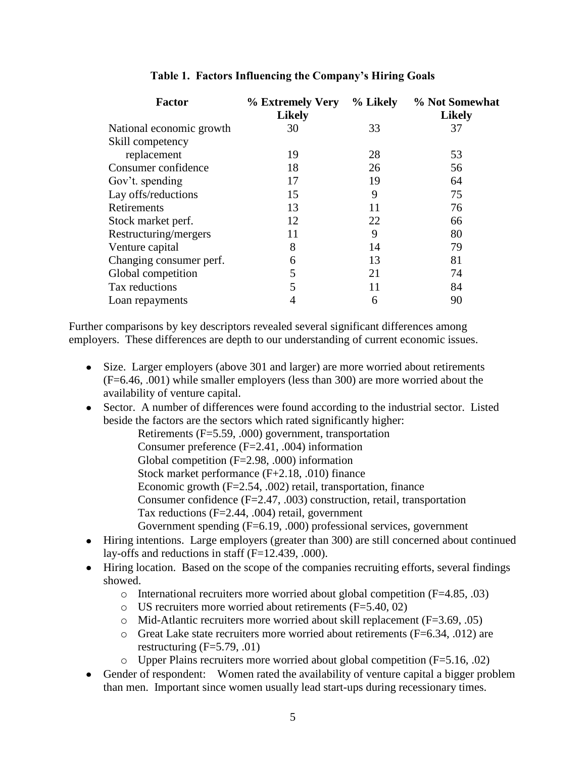**Table 1. Factors Influencing the Company's Hiring Goals**

| Factor | % Extremely Very Likely | % Likely | % Not Somewhat Likely |
|---|---|---|---|
| National economic growth | 30 | 33 | 37 |
| Skill competency replacement | 19 | 28 | 53 |
| Consumer confidence | 18 | 26 | 56 |
| Gov't. spending | 17 | 19 | 64 |
| Lay offs/reductions | 15 | 9 | 75 |
| Retirements | 13 | 11 | 76 |
| Stock market perf. | 12 | 22 | 66 |
| Restructuring/mergers | 11 | 9 | 80 |
| Venture capital | 8 | 14 | 79 |
| Changing consumer perf. | 6 | 13 | 81 |
| Global competition | 5 | 21 | 74 |
| Tax reductions | 5 | 11 | 84 |
| Loan repayments | 4 | 6 | 90 |

Further comparisons by key descriptors revealed several significant differences among employers. These differences are depth to our understanding of current economic issues.

- Size. Larger employers (above 301 and larger) are more worried about retirements (F=6.46, .001) while smaller employers (less than 300) are more worried about the availability of venture capital.
- Sector. A number of differences were found according to the industrial sector. Listed beside the factors are the sectors which rated significantly higher:
  - Retirements (F=5.59, .000) government, transportation
  - Consumer preference (F=2.41, .004) information
  - Global competition (F=2.98, .000) information
  - Stock market performance (F+2.18, .010) finance
  - Economic growth (F=2.54, .002) retail, transportation, finance
  - Consumer confidence (F=2.47, .003) construction, retail, transportation
  - Tax reductions (F=2.44, .004) retail, government
  - Government spending (F=6.19, .000) professional services, government
- Hiring intentions. Large employers (greater than 300) are still concerned about continued lay-offs and reductions in staff (F=12.439, .000).
- Hiring location. Based on the scope of the companies recruiting efforts, several findings showed.
  - International recruiters more worried about global competition (F=4.85, .03)
  - US recruiters more worried about retirements (F=5.40, 02)
  - Mid-Atlantic recruiters more worried about skill replacement (F=3.69, .05)
  - Great Lake state recruiters more worried about retirements (F=6.34, .012) are restructuring (F=5.79, .01)
  - Upper Plains recruiters more worried about global competition (F=5.16, .02)
- Gender of respondent: Women rated the availability of venture capital a bigger problem than men. Important since women usually lead start-ups during recessionary times.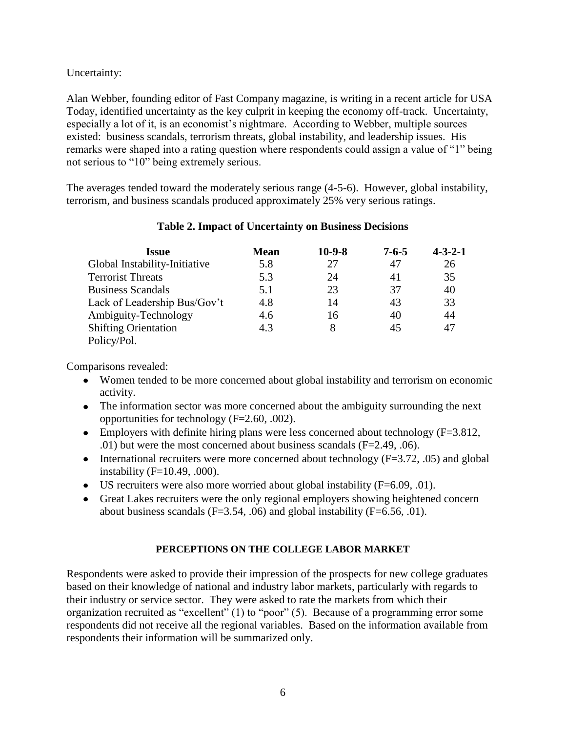Uncertainty:

Alan Webber, founding editor of Fast Company magazine, is writing in a recent article for USA Today, identified uncertainty as the key culprit in keeping the economy off-track. Uncertainty, especially a lot of it, is an economist's nightmare. According to Webber, multiple sources existed: business scandals, terrorism threats, global instability, and leadership issues. His remarks were shaped into a rating question where respondents could assign a value of "1" being not serious to "10" being extremely serious.

The averages tended toward the moderately serious range (4-5-6). However, global instability, terrorism, and business scandals produced approximately 25% very serious ratings.

**Table 2. Impact of Uncertainty on Business Decisions**

| Issue | Mean | 10-9-8 | 7-6-5 | 4-3-2-1 |
|---|---|---|---|---|
| Global Instability-Initiative | 5.8 | 27 | 47 | 26 |
| Terrorist Threats | 5.3 | 24 | 41 | 35 |
| Business Scandals | 5.1 | 23 | 37 | 40 |
| Lack of Leadership Bus/Gov't | 4.8 | 14 | 43 | 33 |
| Ambiguity-Technology | 4.6 | 16 | 40 | 44 |
| Shifting Orientation Policy/Pol. | 4.3 | 8 | 45 | 47 |

Comparisons revealed:

- Women tended to be more concerned about global instability and terrorism on economic activity.
- The information sector was more concerned about the ambiguity surrounding the next opportunities for technology ($F=2.60$, .002).
- Employers with definite hiring plans were less concerned about technology ($F=3.812$, .01) but were the most concerned about business scandals ($F=2.49$, .06).
- International recruiters were more concerned about technology ($F=3.72$, .05) and global instability ($F=10.49$, .000).
- US recruiters were also more worried about global instability ($F=6.09$, .01).
- Great Lakes recruiters were the only regional employers showing heightened concern about business scandals ($F=3.54$, .06) and global instability ($F=6.56$, .01).

## PERCEPTIONS ON THE COLLEGE LABOR MARKET

Respondents were asked to provide their impression of the prospects for new college graduates based on their knowledge of national and industry labor markets, particularly with regards to their industry or service sector. They were asked to rate the markets from which their organization recruited as "excellent" (1) to "poor" (5). Because of a programming error some respondents did not receive all the regional variables. Based on the information available from respondents their information will be summarized only.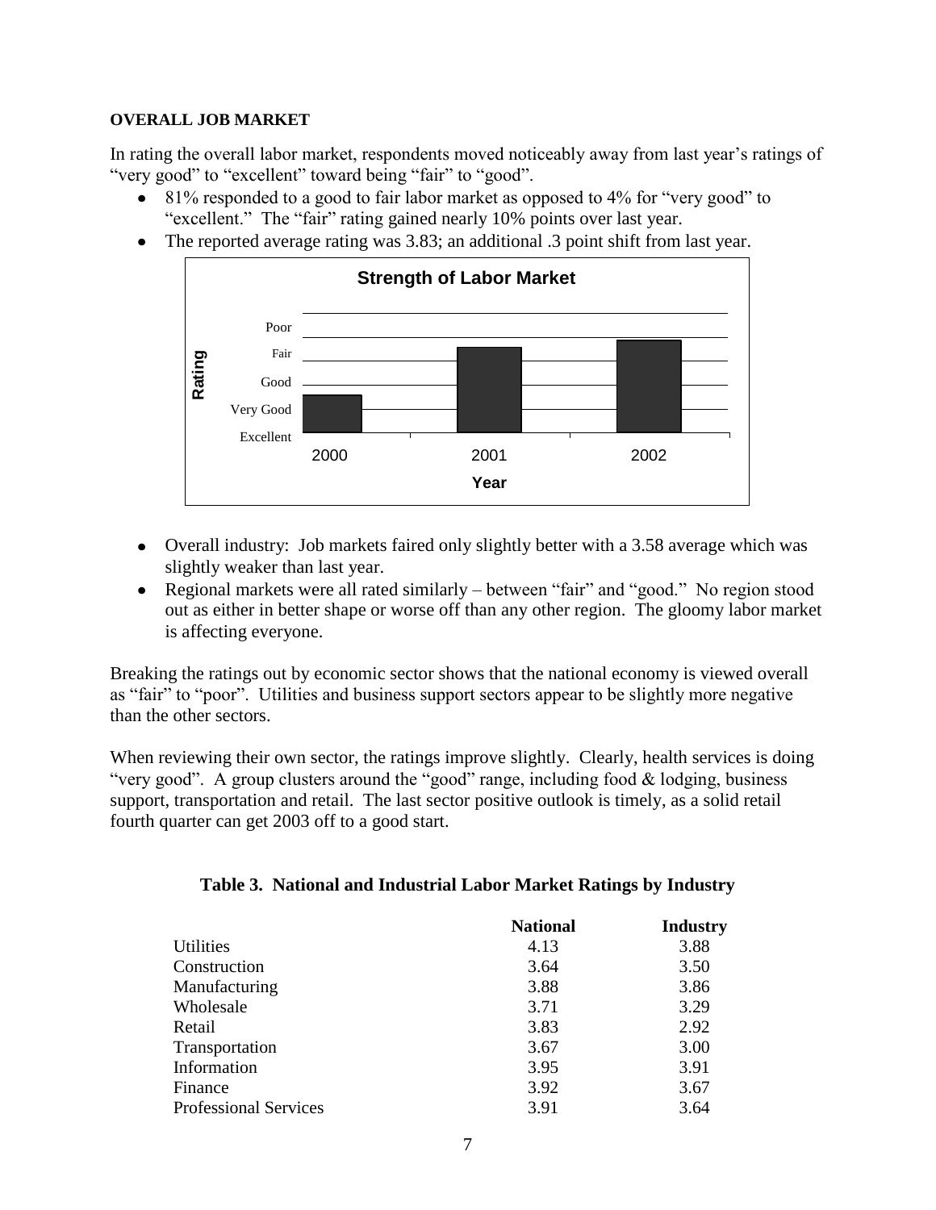**OVERALL JOB MARKET**

In rating the overall labor market, respondents moved noticeably away from last year's ratings of "very good" to "excellent" toward being "fair" to "good".

- 81% responded to a good to fair labor market as opposed to 4% for "very good" to "excellent." The "fair" rating gained nearly 10% points over last year.
- The reported average rating was 3.83; an additional .3 point shift from last year.

- Overall industry: Job markets faired only slightly better with a 3.58 average which was slightly weaker than last year.
- Regional markets were all rated similarly – between "fair" and "good." No region stood out as either in better shape or worse off than any other region. The gloomy labor market is affecting everyone.

Breaking the ratings out by economic sector shows that the national economy is viewed overall as "fair" to "poor". Utilities and business support sectors appear to be slightly more negative than the other sectors.

When reviewing their own sector, the ratings improve slightly. Clearly, health services is doing "very good". A group clusters around the "good" range, including food & lodging, business support, transportation and retail. The last sector positive outlook is timely, as a solid retail fourth quarter can get 2003 off to a good start.

**Table 3. National and Industrial Labor Market Ratings by Industry**

| | National | Industry |
|---|---|---|
| Utilities | 4.13 | 3.88 |
| Construction | 3.64 | 3.50 |
| Manufacturing | 3.88 | 3.86 |
| Wholesale | 3.71 | 3.29 |
| Retail | 3.83 | 2.92 |
| Transportation | 3.67 | 3.00 |
| Information | 3.95 | 3.91 |
| Finance | 3.92 | 3.67 |
| Professional Services | 3.91 | 3.64 |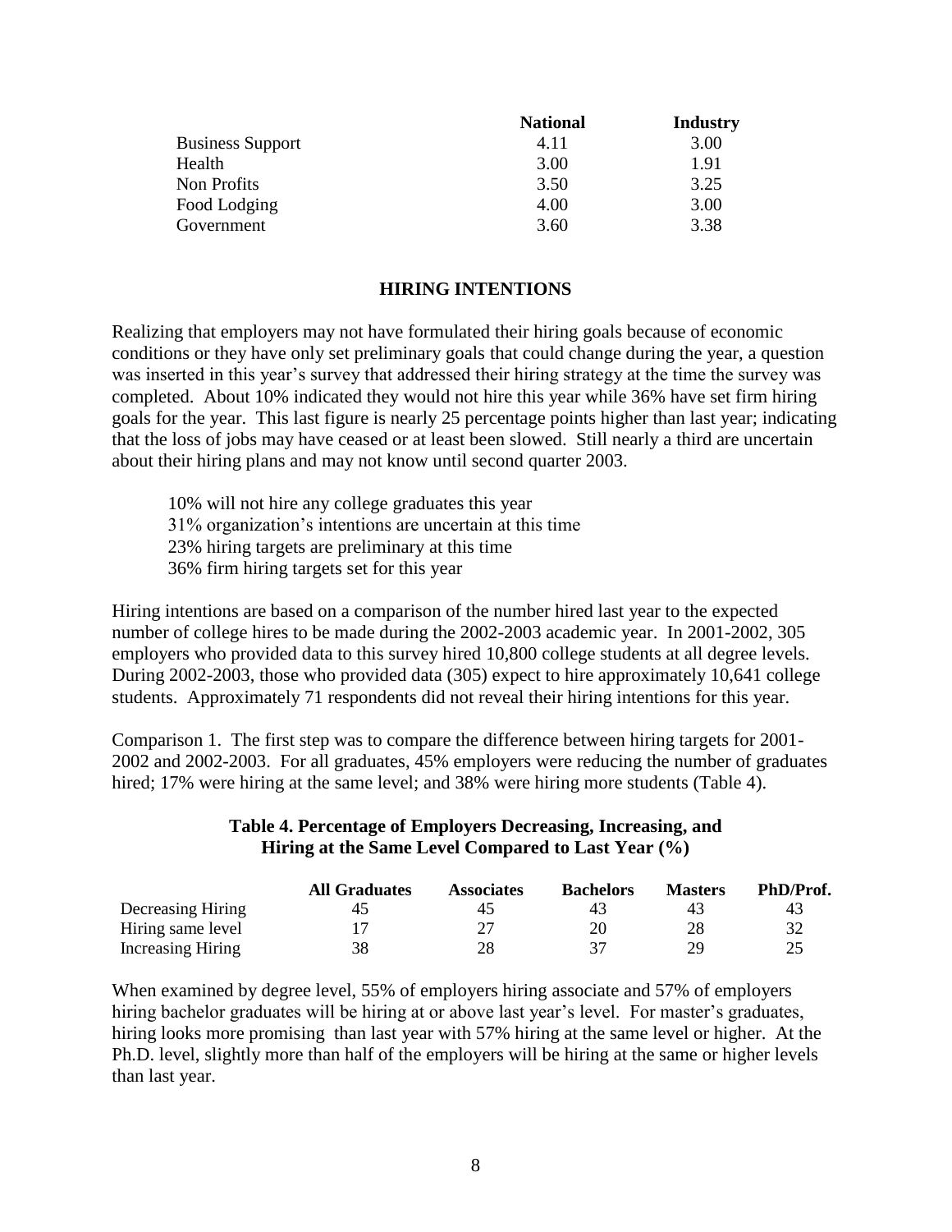| | National | Industry |
|---|---|---|
| Business Support | 4.11 | 3.00 |
| Health | 3.00 | 1.91 |
| Non Profits | 3.50 | 3.25 |
| Food Lodging | 4.00 | 3.00 |
| Government | 3.60 | 3.38 |

## HIRING INTENTIONS

Realizing that employers may not have formulated their hiring goals because of economic conditions or they have only set preliminary goals that could change during the year, a question was inserted in this year's survey that addressed their hiring strategy at the time the survey was completed. About 10% indicated they would not hire this year while 36% have set firm hiring goals for the year. This last figure is nearly 25 percentage points higher than last year; indicating that the loss of jobs may have ceased or at least been slowed. Still nearly a third are uncertain about their hiring plans and may not know until second quarter 2003.

10% will not hire any college graduates this year
31% organization's intentions are uncertain at this time
23% hiring targets are preliminary at this time
36% firm hiring targets set for this year

Hiring intentions are based on a comparison of the number hired last year to the expected number of college hires to be made during the 2002-2003 academic year. In 2001-2002, 305 employers who provided data to this survey hired 10,800 college students at all degree levels. During 2002-2003, those who provided data (305) expect to hire approximately 10,641 college students. Approximately 71 respondents did not reveal their hiring intentions for this year.

Comparison 1. The first step was to compare the difference between hiring targets for 2001-2002 and 2002-2003. For all graduates, 45% employers were reducing the number of graduates hired; 17% were hiring at the same level; and 38% were hiring more students (Table 4).

**Table 4. Percentage of Employers Decreasing, Increasing, and Hiring at the Same Level Compared to Last Year (%)**

| | All Graduates | Associates | Bachelors | Masters | PhD/Prof. |
|---|---|---|---|---|---|
| Decreasing Hiring | 45 | 45 | 43 | 43 | 43 |
| Hiring same level | 17 | 27 | 20 | 28 | 32 |
| Increasing Hiring | 38 | 28 | 37 | 29 | 25 |

When examined by degree level, 55% of employers hiring associate and 57% of employers hiring bachelor graduates will be hiring at or above last year's level. For master's graduates, hiring looks more promising than last year with 57% hiring at the same level or higher. At the Ph.D. level, slightly more than half of the employers will be hiring at the same or higher levels than last year.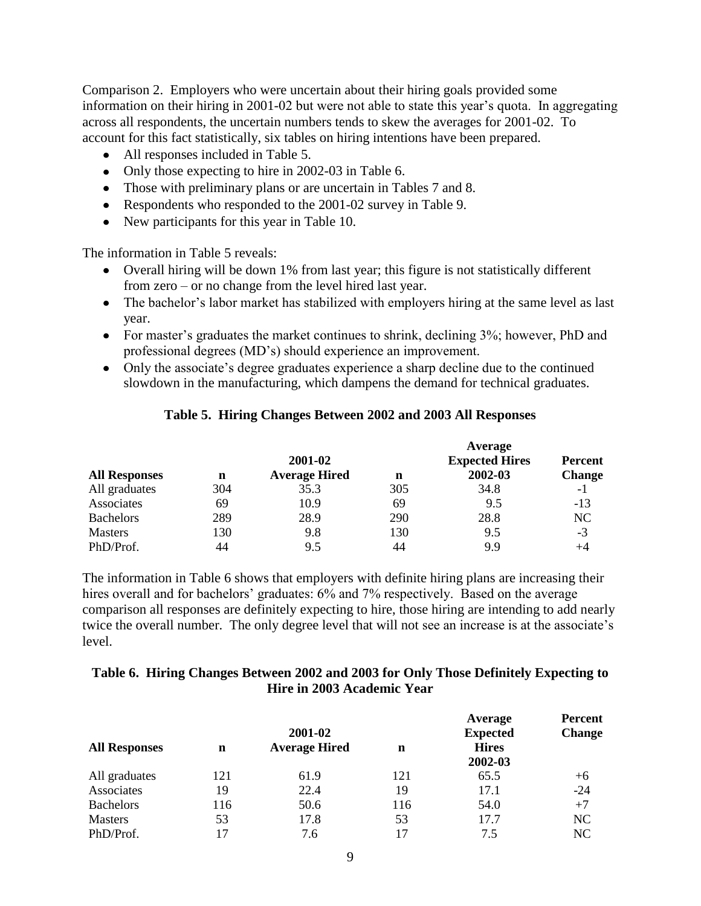Comparison 2. Employers who were uncertain about their hiring goals provided some information on their hiring in 2001-02 but were not able to state this year's quota. In aggregating across all respondents, the uncertain numbers tends to skew the averages for 2001-02. To account for this fact statistically, six tables on hiring intentions have been prepared.

- All responses included in Table 5.
- Only those expecting to hire in 2002-03 in Table 6.
- Those with preliminary plans or are uncertain in Tables 7 and 8.
- Respondents who responded to the 2001-02 survey in Table 9.
- New participants for this year in Table 10.

The information in Table 5 reveals:

- Overall hiring will be down 1% from last year; this figure is not statistically different from zero – or no change from the level hired last year.
- The bachelor's labor market has stabilized with employers hiring at the same level as last year.
- For master's graduates the market continues to shrink, declining 3%; however, PhD and professional degrees (MD's) should experience an improvement.
- Only the associate's degree graduates experience a sharp decline due to the continued slowdown in the manufacturing, which dampens the demand for technical graduates.

**Table 5. Hiring Changes Between 2002 and 2003 All Responses**

| All Responses | n | 2001-02 Average Hired | n | Average Expected Hires 2002-03 | Percent Change |
|---|---|---|---|---|---|
| All graduates | 304 | 35.3 | 305 | 34.8 | -1 |
| Associates | 69 | 10.9 | 69 | 9.5 | -13 |
| Bachelors | 289 | 28.9 | 290 | 28.8 | NC |
| Masters | 130 | 9.8 | 130 | 9.5 | -3 |
| PhD/Prof. | 44 | 9.5 | 44 | 9.9 | +4 |

The information in Table 6 shows that employers with definite hiring plans are increasing their hires overall and for bachelors' graduates: 6% and 7% respectively. Based on the average comparison all responses are definitely expecting to hire, those hiring are intending to add nearly twice the overall number. The only degree level that will not see an increase is at the associate's level.

**Table 6. Hiring Changes Between 2002 and 2003 for Only Those Definitely Expecting to Hire in 2003 Academic Year**

| All Responses | n | 2001-02 Average Hired | n | Average Expected Hires 2002-03 | Percent Change |
|---|---|---|---|---|---|
| All graduates | 121 | 61.9 | 121 | 65.5 | +6 |
| Associates | 19 | 22.4 | 19 | 17.1 | -24 |
| Bachelors | 116 | 50.6 | 116 | 54.0 | +7 |
| Masters | 53 | 17.8 | 53 | 17.7 | NC |
| PhD/Prof. | 17 | 7.6 | 17 | 7.5 | NC |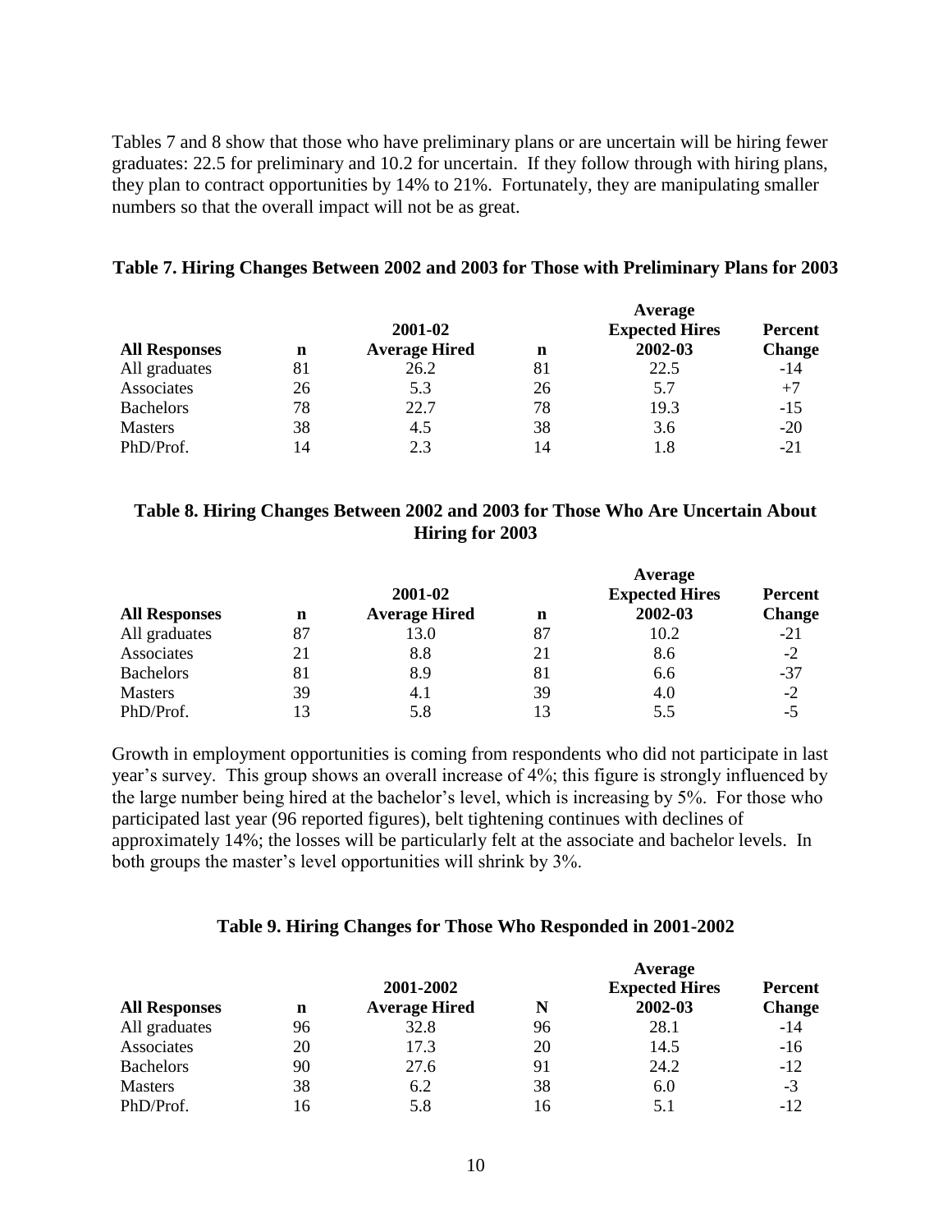Tables 7 and 8 show that those who have preliminary plans or are uncertain will be hiring fewer graduates: 22.5 for preliminary and 10.2 for uncertain. If they follow through with hiring plans, they plan to contract opportunities by 14% to 21%. Fortunately, they are manipulating smaller numbers so that the overall impact will not be as great.

**Table 7. Hiring Changes Between 2002 and 2003 for Those with Preliminary Plans for 2003**

| All Responses | n | 2001-02 Average Hired | n | Average Expected Hires 2002-03 | Percent Change |
|---|---|---|---|---|---|
| All graduates | 81 | 26.2 | 81 | 22.5 | -14 |
| Associates | 26 | 5.3 | 26 | 5.7 | +7 |
| Bachelors | 78 | 22.7 | 78 | 19.3 | -15 |
| Masters | 38 | 4.5 | 38 | 3.6 | -20 |
| PhD/Prof. | 14 | 2.3 | 14 | 1.8 | -21 |

**Table 8. Hiring Changes Between 2002 and 2003 for Those Who Are Uncertain About Hiring for 2003**

| All Responses | n | 2001-02 Average Hired | n | Average Expected Hires 2002-03 | Percent Change |
|---|---|---|---|---|---|
| All graduates | 87 | 13.0 | 87 | 10.2 | -21 |
| Associates | 21 | 8.8 | 21 | 8.6 | -2 |
| Bachelors | 81 | 8.9 | 81 | 6.6 | -37 |
| Masters | 39 | 4.1 | 39 | 4.0 | -2 |
| PhD/Prof. | 13 | 5.8 | 13 | 5.5 | -5 |

Growth in employment opportunities is coming from respondents who did not participate in last year's survey. This group shows an overall increase of 4%; this figure is strongly influenced by the large number being hired at the bachelor's level, which is increasing by 5%. For those who participated last year (96 reported figures), belt tightening continues with declines of approximately 14%; the losses will be particularly felt at the associate and bachelor levels. In both groups the master's level opportunities will shrink by 3%.

**Table 9. Hiring Changes for Those Who Responded in 2001-2002**

| All Responses | n | 2001-2002 Average Hired | N | Average Expected Hires 2002-03 | Percent Change |
|---|---|---|---|---|---|
| All graduates | 96 | 32.8 | 96 | 28.1 | -14 |
| Associates | 20 | 17.3 | 20 | 14.5 | -16 |
| Bachelors | 90 | 27.6 | 91 | 24.2 | -12 |
| Masters | 38 | 6.2 | 38 | 6.0 | -3 |
| PhD/Prof. | 16 | 5.8 | 16 | 5.1 | -12 |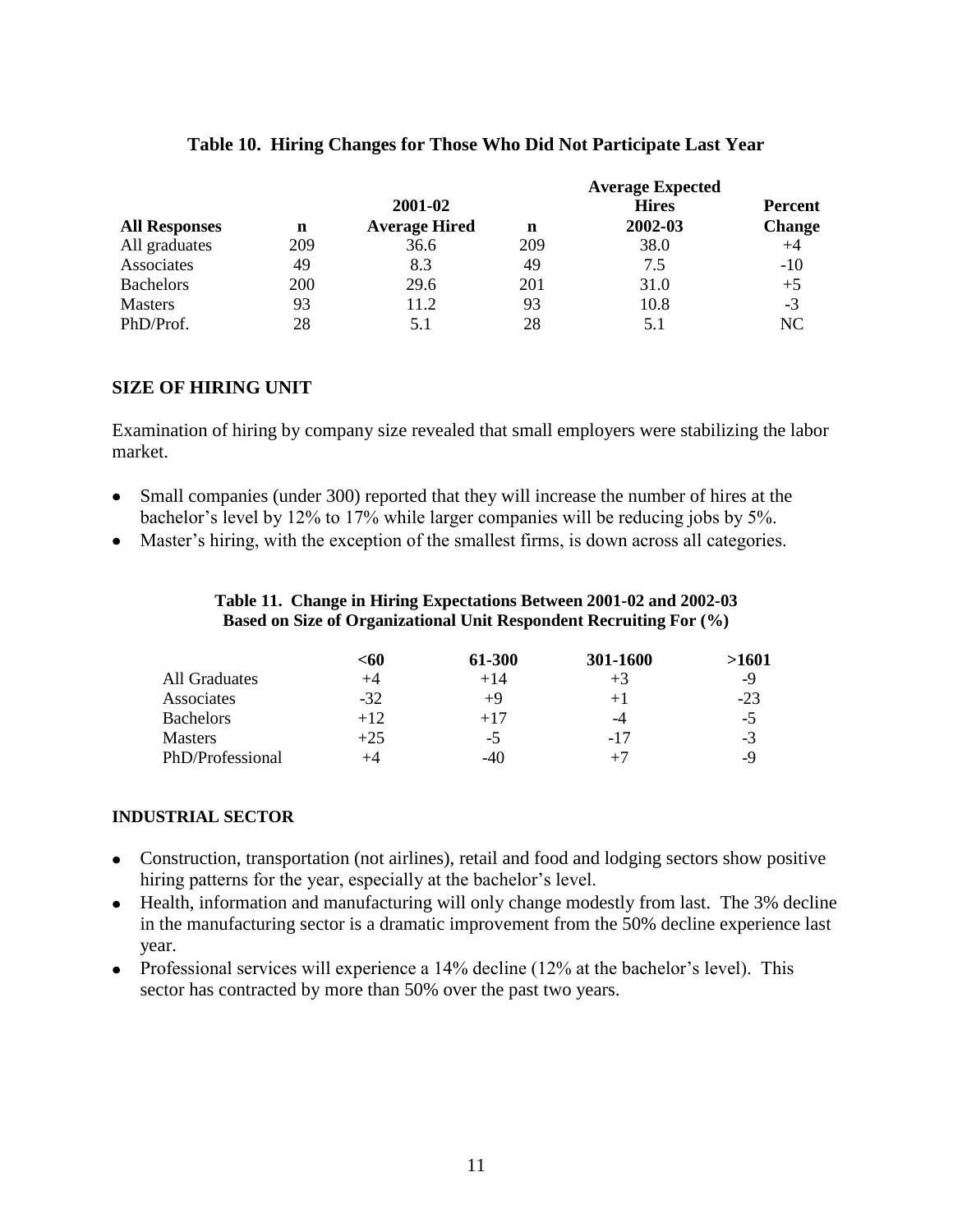**Table 10. Hiring Changes for Those Who Did Not Participate Last Year**

| All Responses | n | 2001-02 Average Hired | n | Average Expected Hires 2002-03 | Percent Change |
|---|---|---|---|---|---|
| All graduates | 209 | 36.6 | 209 | 38.0 | +4 |
| Associates | 49 | 8.3 | 49 | 7.5 | -10 |
| Bachelors | 200 | 29.6 | 201 | 31.0 | +5 |
| Masters | 93 | 11.2 | 93 | 10.8 | -3 |
| PhD/Prof. | 28 | 5.1 | 28 | 5.1 | NC |

## SIZE OF HIRING UNIT

Examination of hiring by company size revealed that small employers were stabilizing the labor market.

- Small companies (under 300) reported that they will increase the number of hires at the bachelor's level by 12% to 17% while larger companies will be reducing jobs by 5%.
- Master's hiring, with the exception of the smallest firms, is down across all categories.

**Table 11. Change in Hiring Expectations Between 2001-02 and 2002-03 Based on Size of Organizational Unit Respondent Recruiting For (%)**

| | <60 | 61-300 | 301-1600 | >1601 |
|---|---|---|---|---|
| All Graduates | +4 | +14 | +3 | -9 |
| Associates | -32 | +9 | +1 | -23 |
| Bachelors | +12 | +17 | -4 | -5 |
| Masters | +25 | -5 | -17 | -3 |
| PhD/Professional | +4 | -40 | +7 | -9 |

## INDUSTRIAL SECTOR

- Construction, transportation (not airlines), retail and food and lodging sectors show positive hiring patterns for the year, especially at the bachelor's level.
- Health, information and manufacturing will only change modestly from last. The 3% decline in the manufacturing sector is a dramatic improvement from the 50% decline experience last year.
- Professional services will experience a 14% decline (12% at the bachelor's level). This sector has contracted by more than 50% over the past two years.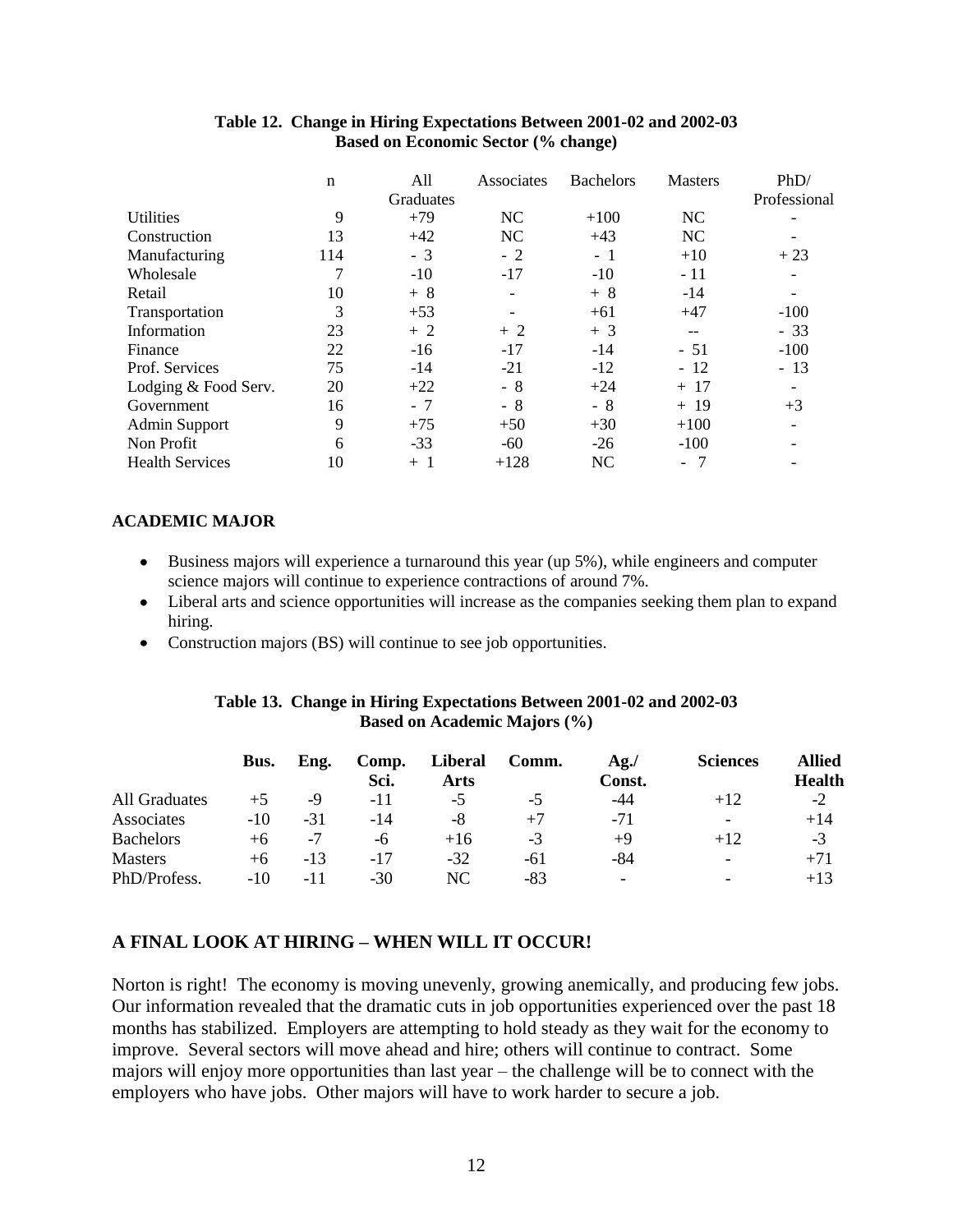**Table 12. Change in Hiring Expectations Between 2001-02 and 2002-03 Based on Economic Sector (% change)**

| | n | All Graduates | Associates | Bachelors | Masters | PhD/ Professional |
|---|---|---|---|---|---|---|
| Utilities | 9 | +79 | NC | +100 | NC | - |
| Construction | 13 | +42 | NC | +43 | NC | - |
| Manufacturing | 114 | - 3 | - 2 | - 1 | +10 | + 23 |
| Wholesale | 7 | -10 | -17 | -10 | - 11 | - |
| Retail | 10 | + 8 | - | + 8 | -14 | - |
| Transportation | 3 | +53 | - | +61 | +47 | -100 |
| Information | 23 | + 2 | + 2 | + 3 | -- | - 33 |
| Finance | 22 | -16 | -17 | -14 | - 51 | -100 |
| Prof. Services | 75 | -14 | -21 | -12 | - 12 | - 13 |
| Lodging & Food Serv. | 20 | +22 | - 8 | +24 | + 17 | - |
| Government | 16 | - 7 | - 8 | - 8 | + 19 | +3 |
| Admin Support | 9 | +75 | +50 | +30 | +100 | - |
| Non Profit | 6 | -33 | -60 | -26 | -100 | - |
| Health Services | 10 | + 1 | +128 | NC | - 7 | - |

## ACADEMIC MAJOR

- Business majors will experience a turnaround this year (up 5%), while engineers and computer science majors will continue to experience contractions of around 7%.
- Liberal arts and science opportunities will increase as the companies seeking them plan to expand hiring.
- Construction majors (BS) will continue to see job opportunities.

**Table 13. Change in Hiring Expectations Between 2001-02 and 2002-03 Based on Academic Majors (%)**

| | **Bus.** | **Eng.** | **Comp. Sci.** | **Liberal Arts** | **Comm.** | **Ag./ Const.** | **Sciences** | **Allied Health** |
|---|---|---|---|---|---|---|---|---|
| All Graduates | +5 | -9 | -11 | -5 | -5 | -44 | +12 | -2 |
| Associates | -10 | -31 | -14 | -8 | +7 | -71 | - | +14 |
| Bachelors | +6 | -7 | -6 | +16 | -3 | +9 | +12 | -3 |
| Masters | +6 | -13 | -17 | -32 | -61 | -84 | - | +71 |
| PhD/Profess. | -10 | -11 | -30 | NC | -83 | - | - | +13 |

## A FINAL LOOK AT HIRING – WHEN WILL IT OCCUR!

Norton is right! The economy is moving unevenly, growing anemically, and producing few jobs. Our information revealed that the dramatic cuts in job opportunities experienced over the past 18 months has stabilized. Employers are attempting to hold steady as they wait for the economy to improve. Several sectors will move ahead and hire; others will continue to contract. Some majors will enjoy more opportunities than last year – the challenge will be to connect with the employers who have jobs. Other majors will have to work harder to secure a job.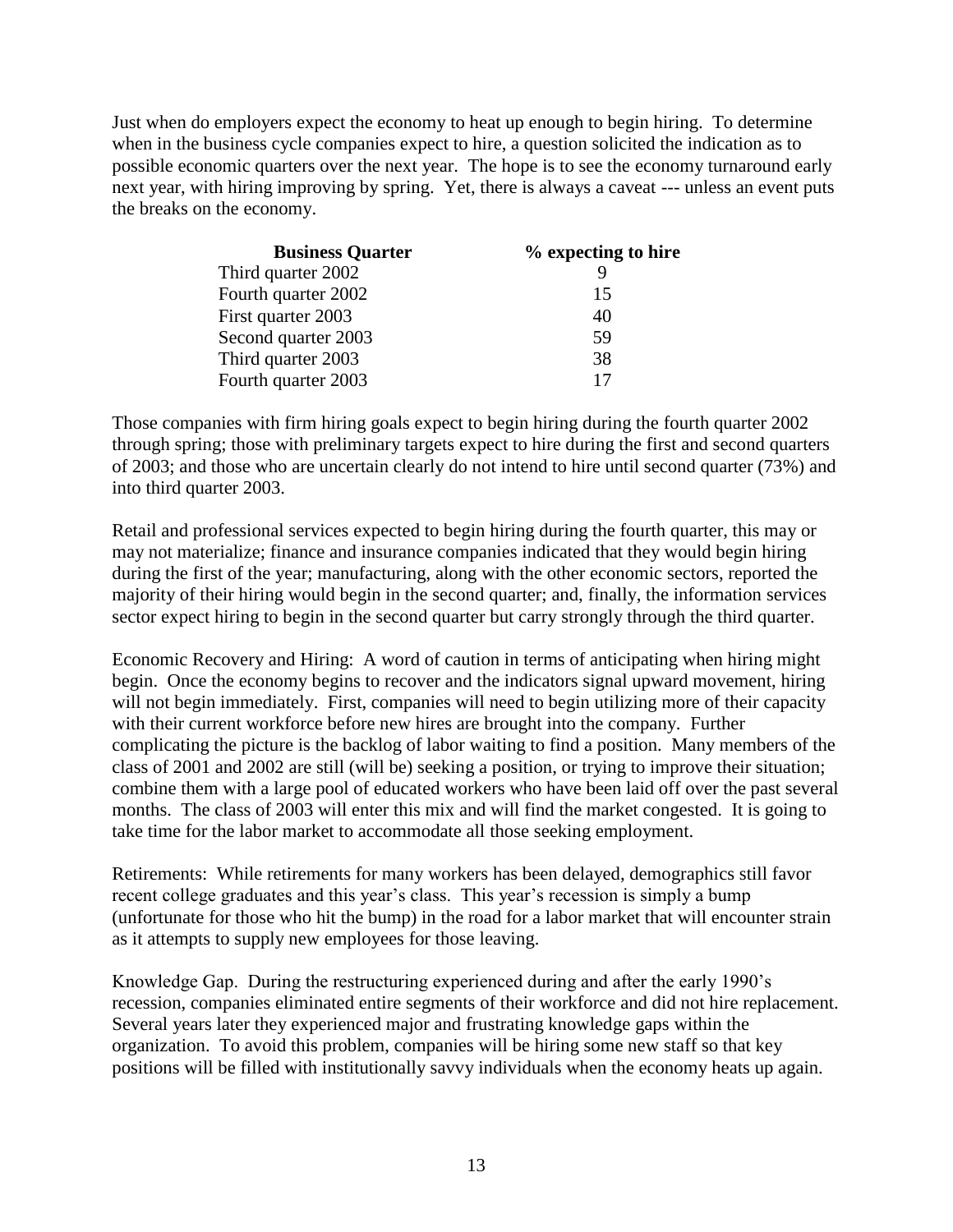Just when do employers expect the economy to heat up enough to begin hiring. To determine when in the business cycle companies expect to hire, a question solicited the indication as to possible economic quarters over the next year. The hope is to see the economy turnaround early next year, with hiring improving by spring. Yet, there is always a caveat --- unless an event puts the breaks on the economy.

| Business Quarter | % expecting to hire |
|---|---|
| Third quarter 2002 | 9 |
| Fourth quarter 2002 | 15 |
| First quarter 2003 | 40 |
| Second quarter 2003 | 59 |
| Third quarter 2003 | 38 |
| Fourth quarter 2003 | 17 |

Those companies with firm hiring goals expect to begin hiring during the fourth quarter 2002 through spring; those with preliminary targets expect to hire during the first and second quarters of 2003; and those who are uncertain clearly do not intend to hire until second quarter (73%) and into third quarter 2003.

Retail and professional services expected to begin hiring during the fourth quarter, this may or may not materialize; finance and insurance companies indicated that they would begin hiring during the first of the year; manufacturing, along with the other economic sectors, reported the majority of their hiring would begin in the second quarter; and, finally, the information services sector expect hiring to begin in the second quarter but carry strongly through the third quarter.

Economic Recovery and Hiring: A word of caution in terms of anticipating when hiring might begin. Once the economy begins to recover and the indicators signal upward movement, hiring will not begin immediately. First, companies will need to begin utilizing more of their capacity with their current workforce before new hires are brought into the company. Further complicating the picture is the backlog of labor waiting to find a position. Many members of the class of 2001 and 2002 are still (will be) seeking a position, or trying to improve their situation; combine them with a large pool of educated workers who have been laid off over the past several months. The class of 2003 will enter this mix and will find the market congested. It is going to take time for the labor market to accommodate all those seeking employment.

Retirements: While retirements for many workers has been delayed, demographics still favor recent college graduates and this year's class. This year's recession is simply a bump (unfortunate for those who hit the bump) in the road for a labor market that will encounter strain as it attempts to supply new employees for those leaving.

Knowledge Gap. During the restructuring experienced during and after the early 1990's recession, companies eliminated entire segments of their workforce and did not hire replacement. Several years later they experienced major and frustrating knowledge gaps within the organization. To avoid this problem, companies will be hiring some new staff so that key positions will be filled with institutionally savvy individuals when the economy heats up again.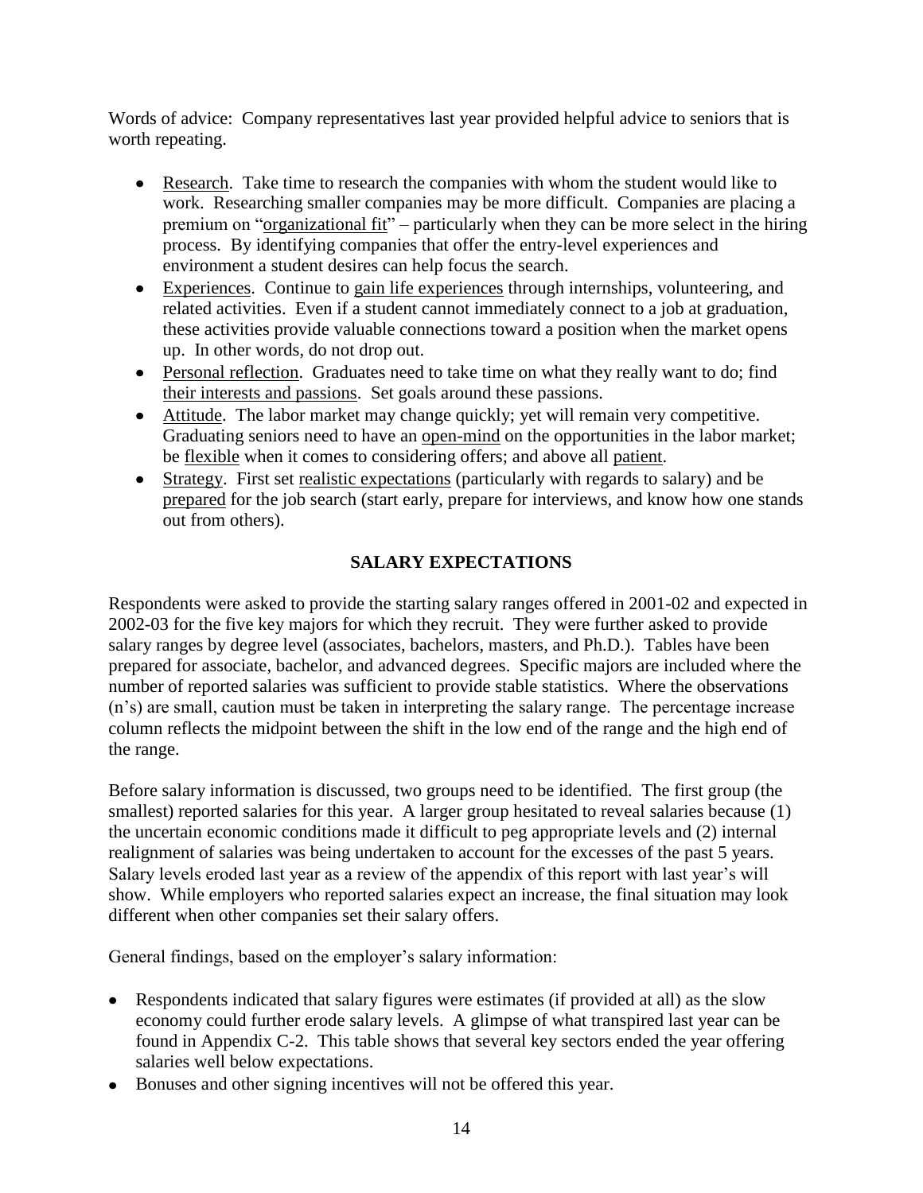Words of advice: Company representatives last year provided helpful advice to seniors that is worth repeating.

- Research. Take time to research the companies with whom the student would like to work. Researching smaller companies may be more difficult. Companies are placing a premium on "organizational fit" – particularly when they can be more select in the hiring process. By identifying companies that offer the entry-level experiences and environment a student desires can help focus the search.
- Experiences. Continue to gain life experiences through internships, volunteering, and related activities. Even if a student cannot immediately connect to a job at graduation, these activities provide valuable connections toward a position when the market opens up. In other words, do not drop out.
- Personal reflection. Graduates need to take time on what they really want to do; find their interests and passions. Set goals around these passions.
- Attitude. The labor market may change quickly; yet will remain very competitive. Graduating seniors need to have an open-mind on the opportunities in the labor market; be flexible when it comes to considering offers; and above all patient.
- Strategy. First set realistic expectations (particularly with regards to salary) and be prepared for the job search (start early, prepare for interviews, and know how one stands out from others).

## SALARY EXPECTATIONS

Respondents were asked to provide the starting salary ranges offered in 2001-02 and expected in 2002-03 for the five key majors for which they recruit. They were further asked to provide salary ranges by degree level (associates, bachelors, masters, and Ph.D.). Tables have been prepared for associate, bachelor, and advanced degrees. Specific majors are included where the number of reported salaries was sufficient to provide stable statistics. Where the observations (n's) are small, caution must be taken in interpreting the salary range. The percentage increase column reflects the midpoint between the shift in the low end of the range and the high end of the range.

Before salary information is discussed, two groups need to be identified. The first group (the smallest) reported salaries for this year. A larger group hesitated to reveal salaries because (1) the uncertain economic conditions made it difficult to peg appropriate levels and (2) internal realignment of salaries was being undertaken to account for the excesses of the past 5 years. Salary levels eroded last year as a review of the appendix of this report with last year's will show. While employers who reported salaries expect an increase, the final situation may look different when other companies set their salary offers.

General findings, based on the employer's salary information:

- Respondents indicated that salary figures were estimates (if provided at all) as the slow economy could further erode salary levels. A glimpse of what transpired last year can be found in Appendix C-2. This table shows that several key sectors ended the year offering salaries well below expectations.
- Bonuses and other signing incentives will not be offered this year.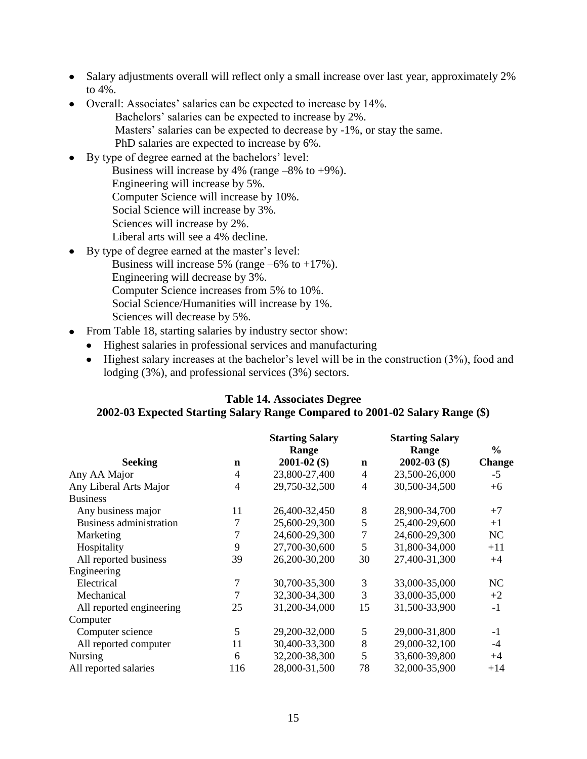- Salary adjustments overall will reflect only a small increase over last year, approximately 2% to 4%.
- Overall: Associates' salaries can be expected to increase by 14%.
  Bachelors' salaries can be expected to increase by 2%.
  Masters' salaries can be expected to decrease by -1%, or stay the same.
  PhD salaries are expected to increase by 6%.
- By type of degree earned at the bachelors' level:
  Business will increase by 4% (range –8% to +9%).
  Engineering will increase by 5%.
  Computer Science will increase by 10%.
  Social Science will increase by 3%.
  Sciences will increase by 2%.
  Liberal arts will see a 4% decline.
- By type of degree earned at the master's level:
  Business will increase 5% (range –6% to +17%).
  Engineering will decrease by 3%.
  Computer Science increases from 5% to 10%.
  Social Science/Humanities will increase by 1%.
  Sciences will decrease by 5%.
- From Table 18, starting salaries by industry sector show:
  - Highest salaries in professional services and manufacturing
  - Highest salary increases at the bachelor's level will be in the construction (3%), food and lodging (3%), and professional services (3%) sectors.

**Table 14. Associates Degree**
**2002-03 Expected Starting Salary Range Compared to 2001-02 Salary Range ($)**

| Seeking | n | Starting Salary Range 2001-02 ($) | n | Starting Salary Range 2002-03 ($) | % Change |
|---|---|---|---|---|---|
| Any AA Major | 4 | 23,800-27,400 | 4 | 23,500-26,000 | -5 |
| Any Liberal Arts Major | 4 | 29,750-32,500 | 4 | 30,500-34,500 | +6 |
| Business | | | | | |
| Any business major | 11 | 26,400-32,450 | 8 | 28,900-34,700 | +7 |
| Business administration | 7 | 25,600-29,300 | 5 | 25,400-29,600 | +1 |
| Marketing | 7 | 24,600-29,300 | 7 | 24,600-29,300 | NC |
| Hospitality | 9 | 27,700-30,600 | 5 | 31,800-34,000 | +11 |
| All reported business | 39 | 26,200-30,200 | 30 | 27,400-31,300 | +4 |
| Engineering | | | | | |
| Electrical | 7 | 30,700-35,300 | 3 | 33,000-35,000 | NC |
| Mechanical | 7 | 32,300-34,300 | 3 | 33,000-35,000 | +2 |
| All reported engineering | 25 | 31,200-34,000 | 15 | 31,500-33,900 | -1 |
| Computer | | | | | |
| Computer science | 5 | 29,200-32,000 | 5 | 29,000-31,800 | -1 |
| All reported computer | 11 | 30,400-33,300 | 8 | 29,000-32,100 | -4 |
| Nursing | 6 | 32,200-38,300 | 5 | 33,600-39,800 | +4 |
| All reported salaries | 116 | 28,000-31,500 | 78 | 32,000-35,900 | +14 |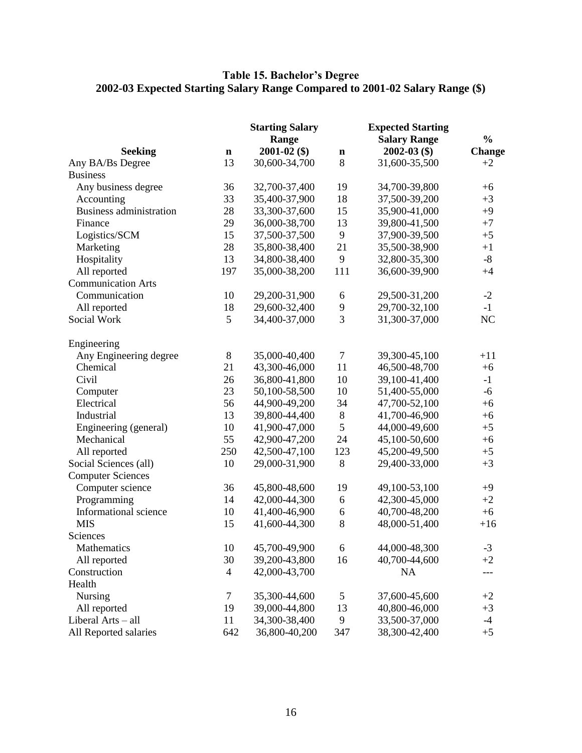## Table 15. Bachelor's Degree 2002-03 Expected Starting Salary Range Compared to 2001-02 Salary Range ($)

| Seeking | n | Starting Salary Range 2001-02 ($) | n | Expected Starting Salary Range 2002-03 ($) | % Change |
|---|---|---|---|---|---|
| Any BA/Bs Degree | 13 | 30,600-34,700 | 8 | 31,600-35,500 | +2 |
| Business | | | | | |
| Any business degree | 36 | 32,700-37,400 | 19 | 34,700-39,800 | +6 |
| Accounting | 33 | 35,400-37,900 | 18 | 37,500-39,200 | +3 |
| Business administration | 28 | 33,300-37,600 | 15 | 35,900-41,000 | +9 |
| Finance | 29 | 36,000-38,700 | 13 | 39,800-41,500 | +7 |
| Logistics/SCM | 15 | 37,500-37,500 | 9 | 37,900-39,500 | +5 |
| Marketing | 28 | 35,800-38,400 | 21 | 35,500-38,900 | +1 |
| Hospitality | 13 | 34,800-38,400 | 9 | 32,800-35,300 | -8 |
| All reported | 197 | 35,000-38,200 | 111 | 36,600-39,900 | +4 |
| Communication Arts | | | | | |
| Communication | 10 | 29,200-31,900 | 6 | 29,500-31,200 | -2 |
| All reported | 18 | 29,600-32,400 | 9 | 29,700-32,100 | -1 |
| Social Work | 5 | 34,400-37,000 | 3 | 31,300-37,000 | NC |
| Engineering | | | | | |
| Any Engineering degree | 8 | 35,000-40,400 | 7 | 39,300-45,100 | +11 |
| Chemical | 21 | 43,300-46,000 | 11 | 46,500-48,700 | +6 |
| Civil | 26 | 36,800-41,800 | 10 | 39,100-41,400 | -1 |
| Computer | 23 | 50,100-58,500 | 10 | 51,400-55,000 | -6 |
| Electrical | 56 | 44,900-49,200 | 34 | 47,700-52,100 | +6 |
| Industrial | 13 | 39,800-44,400 | 8 | 41,700-46,900 | +6 |
| Engineering (general) | 10 | 41,900-47,000 | 5 | 44,000-49,600 | +5 |
| Mechanical | 55 | 42,900-47,200 | 24 | 45,100-50,600 | +6 |
| All reported | 250 | 42,500-47,100 | 123 | 45,200-49,500 | +5 |
| Social Sciences (all) | 10 | 29,000-31,900 | 8 | 29,400-33,000 | +3 |
| Computer Sciences | | | | | |
| Computer science | 36 | 45,800-48,600 | 19 | 49,100-53,100 | +9 |
| Programming | 14 | 42,000-44,300 | 6 | 42,300-45,000 | +2 |
| Informational science | 10 | 41,400-46,900 | 6 | 40,700-48,200 | +6 |
| MIS | 15 | 41,600-44,300 | 8 | 48,000-51,400 | +16 |
| Sciences | | | | | |
| Mathematics | 10 | 45,700-49,900 | 6 | 44,000-48,300 | -3 |
| All reported | 30 | 39,200-43,800 | 16 | 40,700-44,600 | +2 |
| Construction | 4 | 42,000-43,700 | | NA | --- |
| Health | | | | | |
| Nursing | 7 | 35,300-44,600 | 5 | 37,600-45,600 | +2 |
| All reported | 19 | 39,000-44,800 | 13 | 40,800-46,000 | +3 |
| Liberal Arts – all | 11 | 34,300-38,400 | 9 | 33,500-37,000 | -4 |
| All Reported salaries | 642 | 36,800-40,200 | 347 | 38,300-42,400 | +5 |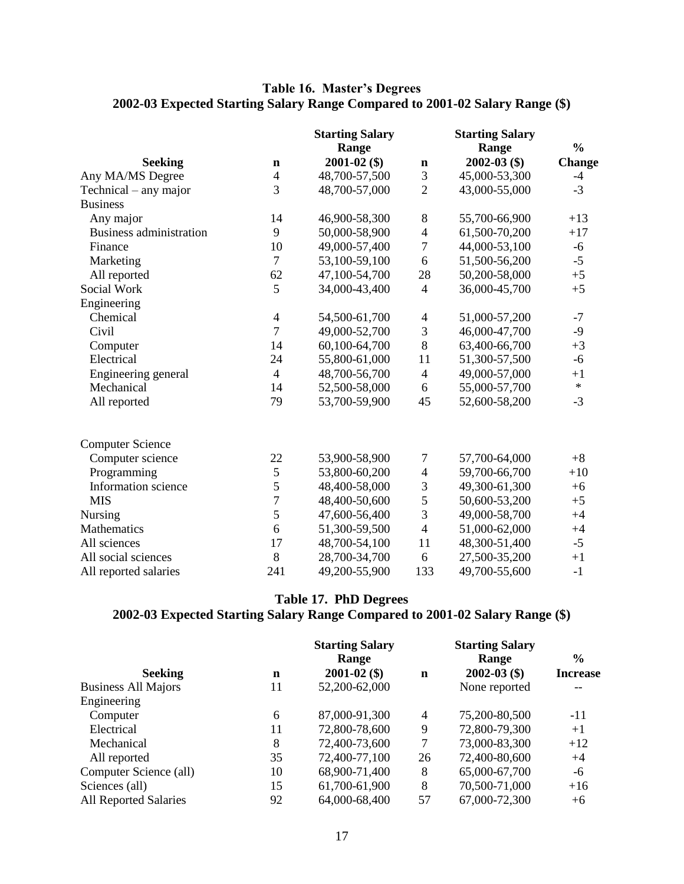## Table 16. Master's Degrees
## 2002-03 Expected Starting Salary Range Compared to 2001-02 Salary Range ($)

| Seeking | n | Starting Salary Range 2001-02 ($) | n | Starting Salary Range 2002-03 ($) | % Change |
|---|---|---|---|---|---|
| Any MA/MS Degree | 4 | 48,700-57,500 | 3 | 45,000-53,300 | -4 |
| Technical – any major | 3 | 48,700-57,000 | 2 | 43,000-55,000 | -3 |
| Business | | | | | |
| Any major | 14 | 46,900-58,300 | 8 | 55,700-66,900 | +13 |
| Business administration | 9 | 50,000-58,900 | 4 | 61,500-70,200 | +17 |
| Finance | 10 | 49,000-57,400 | 7 | 44,000-53,100 | -6 |
| Marketing | 7 | 53,100-59,100 | 6 | 51,500-56,200 | -5 |
| All reported | 62 | 47,100-54,700 | 28 | 50,200-58,000 | +5 |
| Social Work | 5 | 34,000-43,400 | 4 | 36,000-45,700 | +5 |
| Engineering | | | | | |
| Chemical | 4 | 54,500-61,700 | 4 | 51,000-57,200 | -7 |
| Civil | 7 | 49,000-52,700 | 3 | 46,000-47,700 | -9 |
| Computer | 14 | 60,100-64,700 | 8 | 63,400-66,700 | +3 |
| Electrical | 24 | 55,800-61,000 | 11 | 51,300-57,500 | -6 |
| Engineering general | 4 | 48,700-56,700 | 4 | 49,000-57,000 | +1 |
| Mechanical | 14 | 52,500-58,000 | 6 | 55,000-57,700 | * |
| All reported | 79 | 53,700-59,900 | 45 | 52,600-58,200 | -3 |
| Computer Science | | | | | |
| Computer science | 22 | 53,900-58,900 | 7 | 57,700-64,000 | +8 |
| Programming | 5 | 53,800-60,200 | 4 | 59,700-66,700 | +10 |
| Information science | 5 | 48,400-58,000 | 3 | 49,300-61,300 | +6 |
| MIS | 7 | 48,400-50,600 | 5 | 50,600-53,200 | +5 |
| Nursing | 5 | 47,600-56,400 | 3 | 49,000-58,700 | +4 |
| Mathematics | 6 | 51,300-59,500 | 4 | 51,000-62,000 | +4 |
| All sciences | 17 | 48,700-54,100 | 11 | 48,300-51,400 | -5 |
| All social sciences | 8 | 28,700-34,700 | 6 | 27,500-35,200 | +1 |
| All reported salaries | 241 | 49,200-55,900 | 133 | 49,700-55,600 | -1 |

## Table 17. PhD Degrees
## 2002-03 Expected Starting Salary Range Compared to 2001-02 Salary Range ($)

| Seeking | n | Starting Salary Range 2001-02 ($) | n | Starting Salary Range 2002-03 ($) | % Increase |
|---|---|---|---|---|---|
| Business All Majors | 11 | 52,200-62,000 | | None reported | -- |
| Engineering | | | | | |
| Computer | 6 | 87,000-91,300 | 4 | 75,200-80,500 | -11 |
| Electrical | 11 | 72,800-78,600 | 9 | 72,800-79,300 | +1 |
| Mechanical | 8 | 72,400-73,600 | 7 | 73,000-83,300 | +12 |
| All reported | 35 | 72,400-77,100 | 26 | 72,400-80,600 | +4 |
| Computer Science (all) | 10 | 68,900-71,400 | 8 | 65,000-67,700 | -6 |
| Sciences (all) | 15 | 61,700-61,900 | 8 | 70,500-71,000 | +16 |
| All Reported Salaries | 92 | 64,000-68,400 | 57 | 67,000-72,300 | +6 |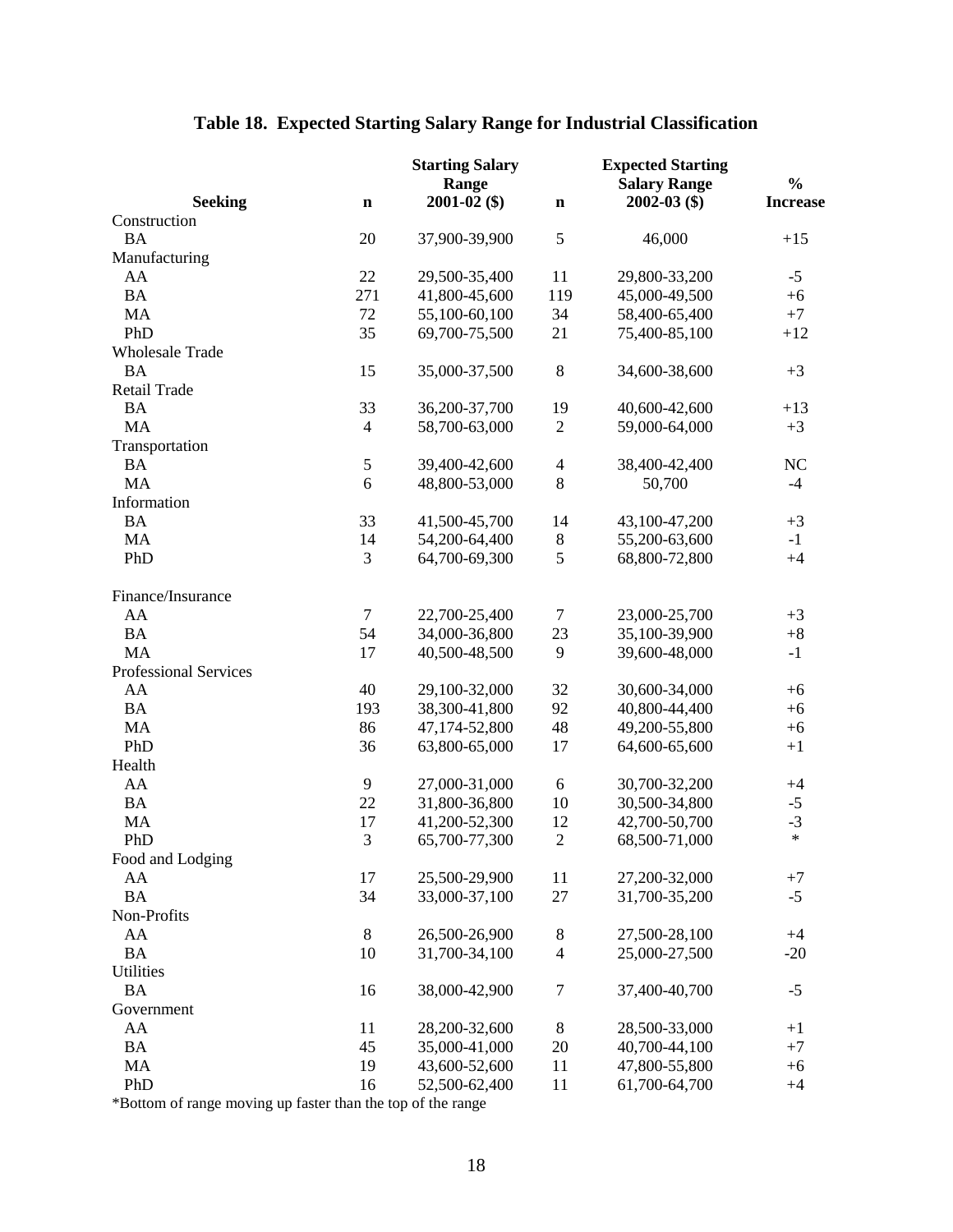# Table 18. Expected Starting Salary Range for Industrial Classification

| Seeking | n | Starting Salary Range 2001-02 ($) | n | Expected Starting Salary Range 2002-03 ($) | % Increase |
|---|---|---|---|---|---|
| Construction | | | | | |
| BA | 20 | 37,900-39,900 | 5 | 46,000 | +15 |
| Manufacturing | | | | | |
| AA | 22 | 29,500-35,400 | 11 | 29,800-33,200 | -5 |
| BA | 271 | 41,800-45,600 | 119 | 45,000-49,500 | +6 |
| MA | 72 | 55,100-60,100 | 34 | 58,400-65,400 | +7 |
| PhD | 35 | 69,700-75,500 | 21 | 75,400-85,100 | +12 |
| Wholesale Trade | | | | | |
| BA | 15 | 35,000-37,500 | 8 | 34,600-38,600 | +3 |
| Retail Trade | | | | | |
| BA | 33 | 36,200-37,700 | 19 | 40,600-42,600 | +13 |
| MA | 4 | 58,700-63,000 | 2 | 59,000-64,000 | +3 |
| Transportation | | | | | |
| BA | 5 | 39,400-42,600 | 4 | 38,400-42,400 | NC |
| MA | 6 | 48,800-53,000 | 8 | 50,700 | -4 |
| Information | | | | | |
| BA | 33 | 41,500-45,700 | 14 | 43,100-47,200 | +3 |
| MA | 14 | 54,200-64,400 | 8 | 55,200-63,600 | -1 |
| PhD | 3 | 64,700-69,300 | 5 | 68,800-72,800 | +4 |
| Finance/Insurance | | | | | |
| AA | 7 | 22,700-25,400 | 7 | 23,000-25,700 | +3 |
| BA | 54 | 34,000-36,800 | 23 | 35,100-39,900 | +8 |
| MA | 17 | 40,500-48,500 | 9 | 39,600-48,000 | -1 |
| Professional Services | | | | | |
| AA | 40 | 29,100-32,000 | 32 | 30,600-34,000 | +6 |
| BA | 193 | 38,300-41,800 | 92 | 40,800-44,400 | +6 |
| MA | 86 | 47,174-52,800 | 48 | 49,200-55,800 | +6 |
| PhD | 36 | 63,800-65,000 | 17 | 64,600-65,600 | +1 |
| Health | | | | | |
| AA | 9 | 27,000-31,000 | 6 | 30,700-32,200 | +4 |
| BA | 22 | 31,800-36,800 | 10 | 30,500-34,800 | -5 |
| MA | 17 | 41,200-52,300 | 12 | 42,700-50,700 | -3 |
| PhD | 3 | 65,700-77,300 | 2 | 68,500-71,000 | * |
| Food and Lodging | | | | | |
| AA | 17 | 25,500-29,900 | 11 | 27,200-32,000 | +7 |
| BA | 34 | 33,000-37,100 | 27 | 31,700-35,200 | -5 |
| Non-Profits | | | | | |
| AA | 8 | 26,500-26,900 | 8 | 27,500-28,100 | +4 |
| BA | 10 | 31,700-34,100 | 4 | 25,000-27,500 | -20 |
| Utilities | | | | | |
| BA | 16 | 38,000-42,900 | 7 | 37,400-40,700 | -5 |
| Government | | | | | |
| AA | 11 | 28,200-32,600 | 8 | 28,500-33,000 | +1 |
| BA | 45 | 35,000-41,000 | 20 | 40,700-44,100 | +7 |
| MA | 19 | 43,600-52,600 | 11 | 47,800-55,800 | +6 |
| PhD | 16 | 52,500-62,400 | 11 | 61,700-64,700 | +4 |

*Bottom of range moving up faster than the top of the range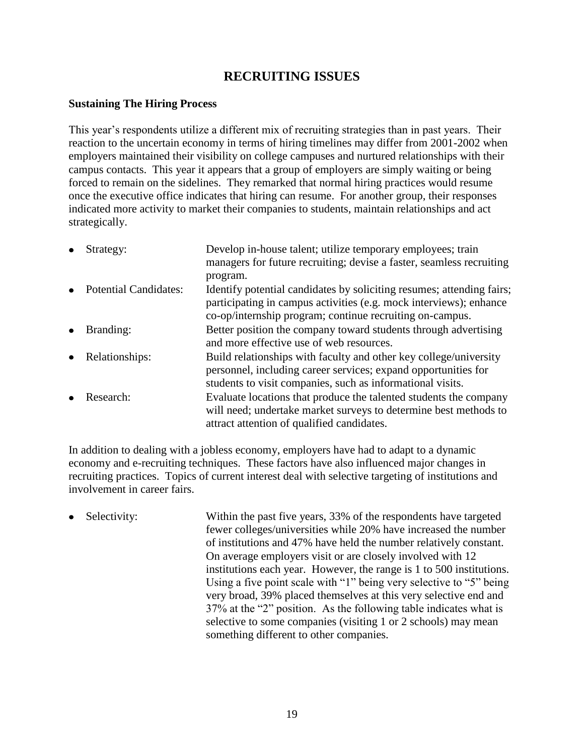## RECRUITING ISSUES

**Sustaining The Hiring Process**

This year's respondents utilize a different mix of recruiting strategies than in past years. Their reaction to the uncertain economy in terms of hiring timelines may differ from 2001-2002 when employers maintained their visibility on college campuses and nurtured relationships with their campus contacts. This year it appears that a group of employers are simply waiting or being forced to remain on the sidelines. They remarked that normal hiring practices would resume once the executive office indicates that hiring can resume. For another group, their responses indicated more activity to market their companies to students, maintain relationships and act strategically.

- Strategy: Develop in-house talent; utilize temporary employees; train managers for future recruiting; devise a faster, seamless recruiting program.
- Potential Candidates: Identify potential candidates by soliciting resumes; attending fairs; participating in campus activities (e.g. mock interviews); enhance co-op/internship program; continue recruiting on-campus.
- Branding: Better position the company toward students through advertising and more effective use of web resources.
- Relationships: Build relationships with faculty and other key college/university personnel, including career services; expand opportunities for students to visit companies, such as informational visits.
- Research: Evaluate locations that produce the talented students the company will need; undertake market surveys to determine best methods to attract attention of qualified candidates.

In addition to dealing with a jobless economy, employers have had to adapt to a dynamic economy and e-recruiting techniques. These factors have also influenced major changes in recruiting practices. Topics of current interest deal with selective targeting of institutions and involvement in career fairs.

- Selectivity: Within the past five years, 33% of the respondents have targeted fewer colleges/universities while 20% have increased the number of institutions and 47% have held the number relatively constant. On average employers visit or are closely involved with 12 institutions each year. However, the range is 1 to 500 institutions. Using a five point scale with "1" being very selective to "5" being very broad, 39% placed themselves at this very selective end and 37% at the "2" position. As the following table indicates what is selective to some companies (visiting 1 or 2 schools) may mean something different to other companies.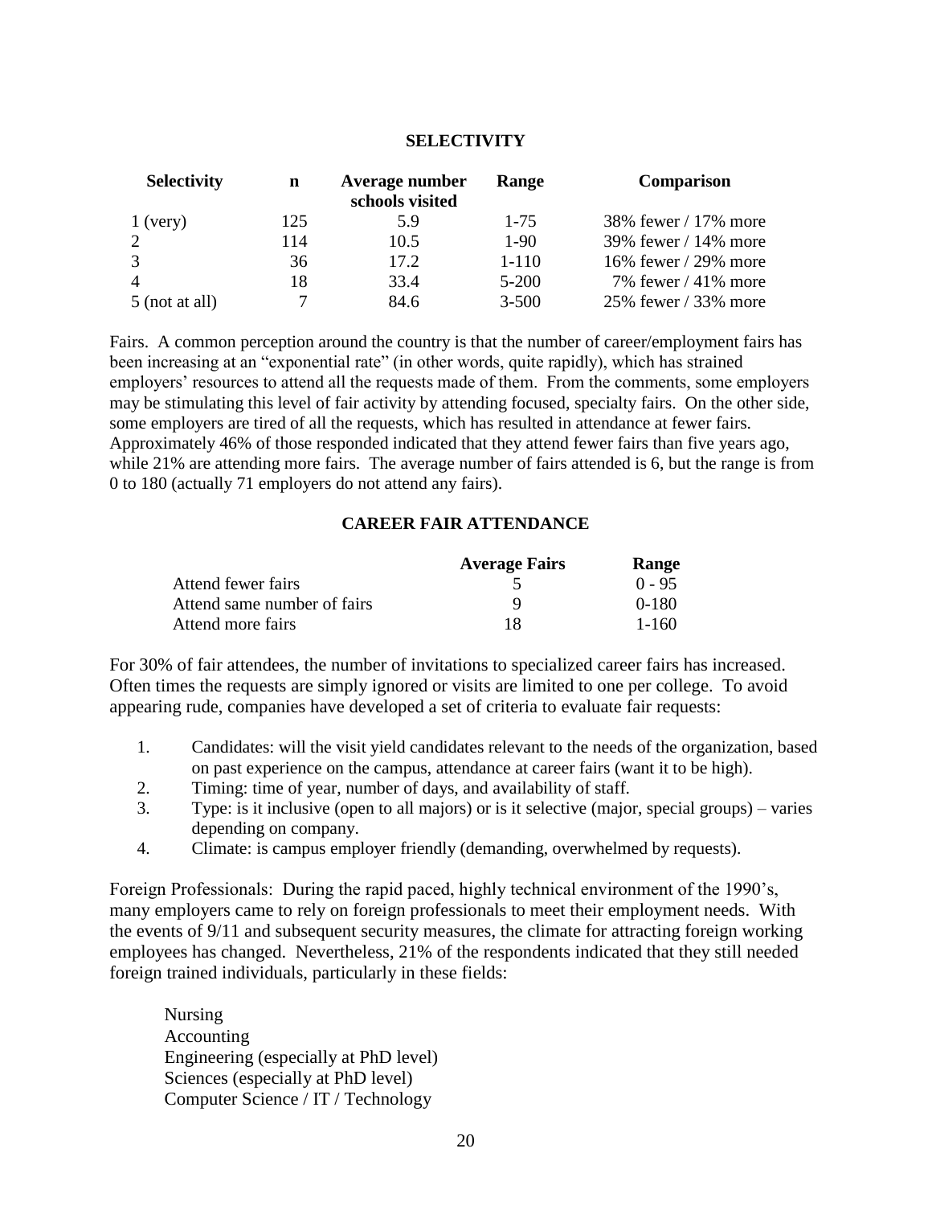## SELECTIVITY

| Selectivity | n | Average number schools visited | Range | Comparison |
|---|---|---|---|---|
| 1 (very) | 125 | 5.9 | 1-75 | 38% fewer / 17% more |
| 2 | 114 | 10.5 | 1-90 | 39% fewer / 14% more |
| 3 | 36 | 17.2 | 1-110 | 16% fewer / 29% more |
| 4 | 18 | 33.4 | 5-200 | 7% fewer / 41% more |
| 5 (not at all) | 7 | 84.6 | 3-500 | 25% fewer / 33% more |

Fairs. A common perception around the country is that the number of career/employment fairs has been increasing at an "exponential rate" (in other words, quite rapidly), which has strained employers' resources to attend all the requests made of them. From the comments, some employers may be stimulating this level of fair activity by attending focused, specialty fairs. On the other side, some employers are tired of all the requests, which has resulted in attendance at fewer fairs. Approximately 46% of those responded indicated that they attend fewer fairs than five years ago, while 21% are attending more fairs. The average number of fairs attended is 6, but the range is from 0 to 180 (actually 71 employers do not attend any fairs).

## CAREER FAIR ATTENDANCE

| | Average Fairs | Range |
|---|---|---|
| Attend fewer fairs | 5 | 0 - 95 |
| Attend same number of fairs | 9 | 0-180 |
| Attend more fairs | 18 | 1-160 |

For 30% of fair attendees, the number of invitations to specialized career fairs has increased. Often times the requests are simply ignored or visits are limited to one per college. To avoid appearing rude, companies have developed a set of criteria to evaluate fair requests:

1. Candidates: will the visit yield candidates relevant to the needs of the organization, based on past experience on the campus, attendance at career fairs (want it to be high).
2. Timing: time of year, number of days, and availability of staff.
3. Type: is it inclusive (open to all majors) or is it selective (major, special groups) – varies depending on company.
4. Climate: is campus employer friendly (demanding, overwhelmed by requests).

Foreign Professionals: During the rapid paced, highly technical environment of the 1990's, many employers came to rely on foreign professionals to meet their employment needs. With the events of 9/11 and subsequent security measures, the climate for attracting foreign working employees has changed. Nevertheless, 21% of the respondents indicated that they still needed foreign trained individuals, particularly in these fields:

Nursing
Accounting
Engineering (especially at PhD level)
Sciences (especially at PhD level)
Computer Science / IT / Technology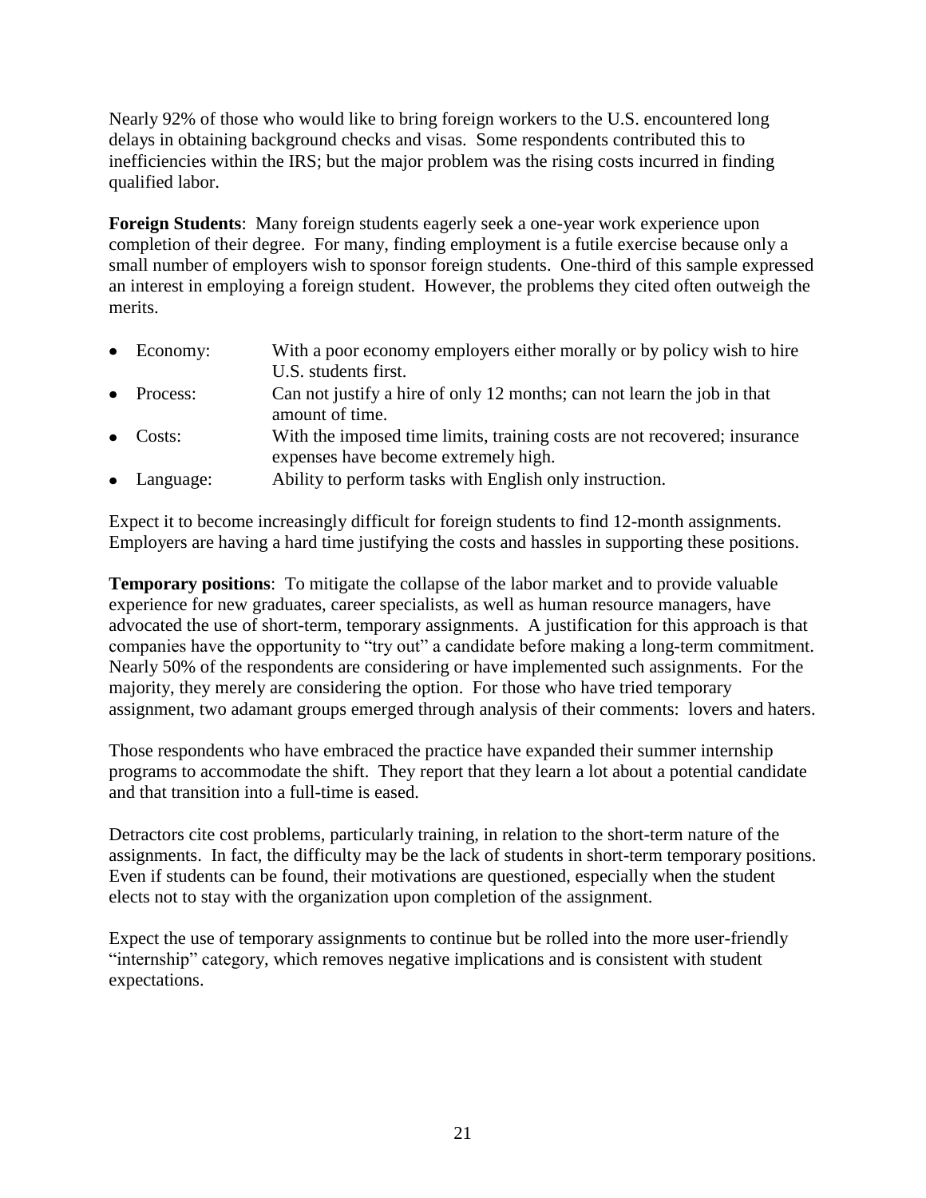Nearly 92% of those who would like to bring foreign workers to the U.S. encountered long delays in obtaining background checks and visas. Some respondents contributed this to inefficiencies within the IRS; but the major problem was the rising costs incurred in finding qualified labor.

**Foreign Students**: Many foreign students eagerly seek a one-year work experience upon completion of their degree. For many, finding employment is a futile exercise because only a small number of employers wish to sponsor foreign students. One-third of this sample expressed an interest in employing a foreign student. However, the problems they cited often outweigh the merits.

- Economy: With a poor economy employers either morally or by policy wish to hire U.S. students first.
- Process: Can not justify a hire of only 12 months; can not learn the job in that amount of time.
- Costs: With the imposed time limits, training costs are not recovered; insurance expenses have become extremely high.
- Language: Ability to perform tasks with English only instruction.

Expect it to become increasingly difficult for foreign students to find 12-month assignments. Employers are having a hard time justifying the costs and hassles in supporting these positions.

**Temporary positions**: To mitigate the collapse of the labor market and to provide valuable experience for new graduates, career specialists, as well as human resource managers, have advocated the use of short-term, temporary assignments. A justification for this approach is that companies have the opportunity to "try out" a candidate before making a long-term commitment. Nearly 50% of the respondents are considering or have implemented such assignments. For the majority, they merely are considering the option. For those who have tried temporary assignment, two adamant groups emerged through analysis of their comments: lovers and haters.

Those respondents who have embraced the practice have expanded their summer internship programs to accommodate the shift. They report that they learn a lot about a potential candidate and that transition into a full-time is eased.

Detractors cite cost problems, particularly training, in relation to the short-term nature of the assignments. In fact, the difficulty may be the lack of students in short-term temporary positions. Even if students can be found, their motivations are questioned, especially when the student elects not to stay with the organization upon completion of the assignment.

Expect the use of temporary assignments to continue but be rolled into the more user-friendly "internship" category, which removes negative implications and is consistent with student expectations.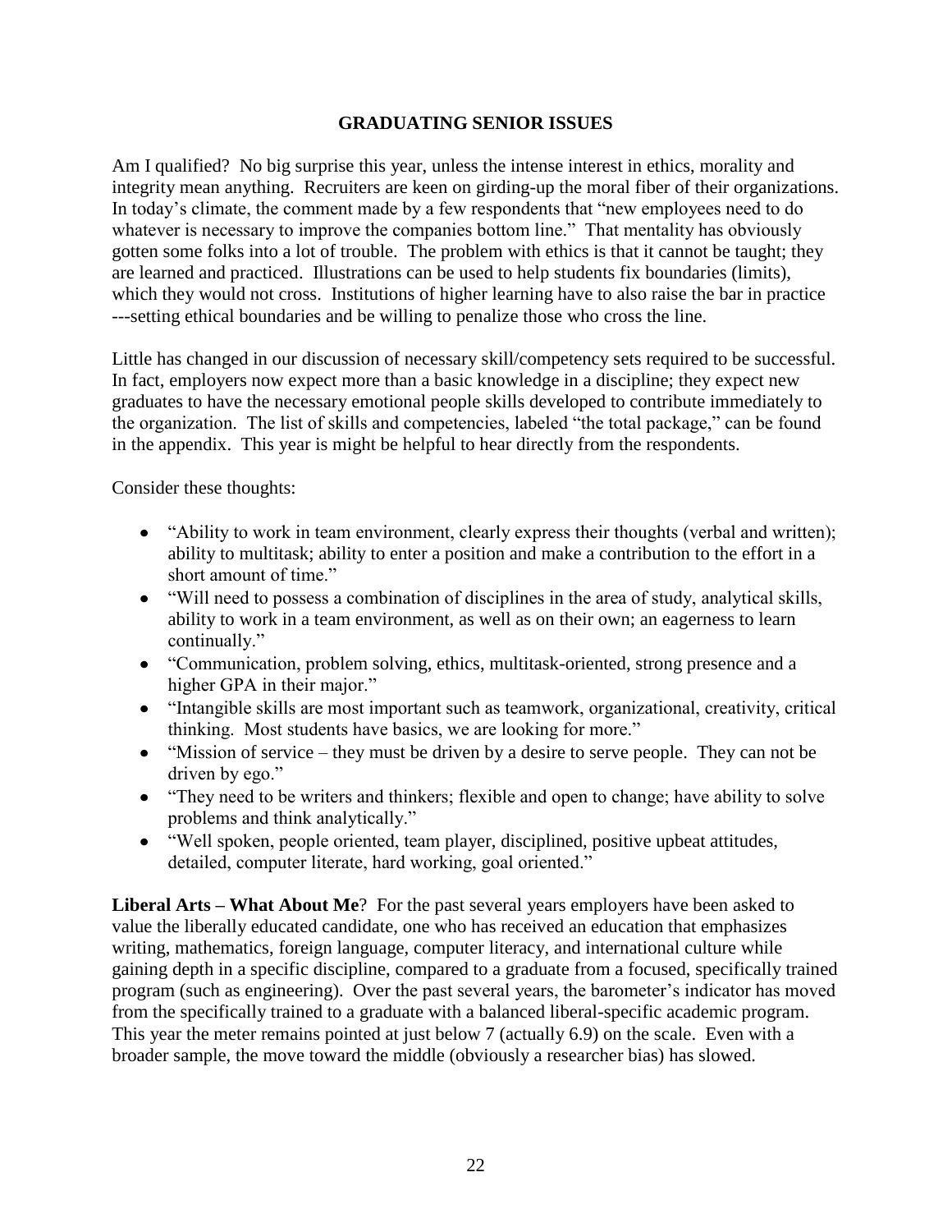## GRADUATING SENIOR ISSUES

Am I qualified? No big surprise this year, unless the intense interest in ethics, morality and integrity mean anything. Recruiters are keen on girding-up the moral fiber of their organizations. In today's climate, the comment made by a few respondents that "new employees need to do whatever is necessary to improve the companies bottom line." That mentality has obviously gotten some folks into a lot of trouble. The problem with ethics is that it cannot be taught; they are learned and practiced. Illustrations can be used to help students fix boundaries (limits), which they would not cross. Institutions of higher learning have to also raise the bar in practice ---setting ethical boundaries and be willing to penalize those who cross the line.

Little has changed in our discussion of necessary skill/competency sets required to be successful. In fact, employers now expect more than a basic knowledge in a discipline; they expect new graduates to have the necessary emotional people skills developed to contribute immediately to the organization. The list of skills and competencies, labeled "the total package," can be found in the appendix. This year is might be helpful to hear directly from the respondents.

Consider these thoughts:

- "Ability to work in team environment, clearly express their thoughts (verbal and written); ability to multitask; ability to enter a position and make a contribution to the effort in a short amount of time."
- "Will need to possess a combination of disciplines in the area of study, analytical skills, ability to work in a team environment, as well as on their own; an eagerness to learn continually."
- "Communication, problem solving, ethics, multitask-oriented, strong presence and a higher GPA in their major."
- "Intangible skills are most important such as teamwork, organizational, creativity, critical thinking. Most students have basics, we are looking for more."
- "Mission of service – they must be driven by a desire to serve people. They can not be driven by ego."
- "They need to be writers and thinkers; flexible and open to change; have ability to solve problems and think analytically."
- "Well spoken, people oriented, team player, disciplined, positive upbeat attitudes, detailed, computer literate, hard working, goal oriented."

**Liberal Arts – What About Me**? For the past several years employers have been asked to value the liberally educated candidate, one who has received an education that emphasizes writing, mathematics, foreign language, computer literacy, and international culture while gaining depth in a specific discipline, compared to a graduate from a focused, specifically trained program (such as engineering). Over the past several years, the barometer's indicator has moved from the specifically trained to a graduate with a balanced liberal-specific academic program. This year the meter remains pointed at just below 7 (actually 6.9) on the scale. Even with a broader sample, the move toward the middle (obviously a researcher bias) has slowed.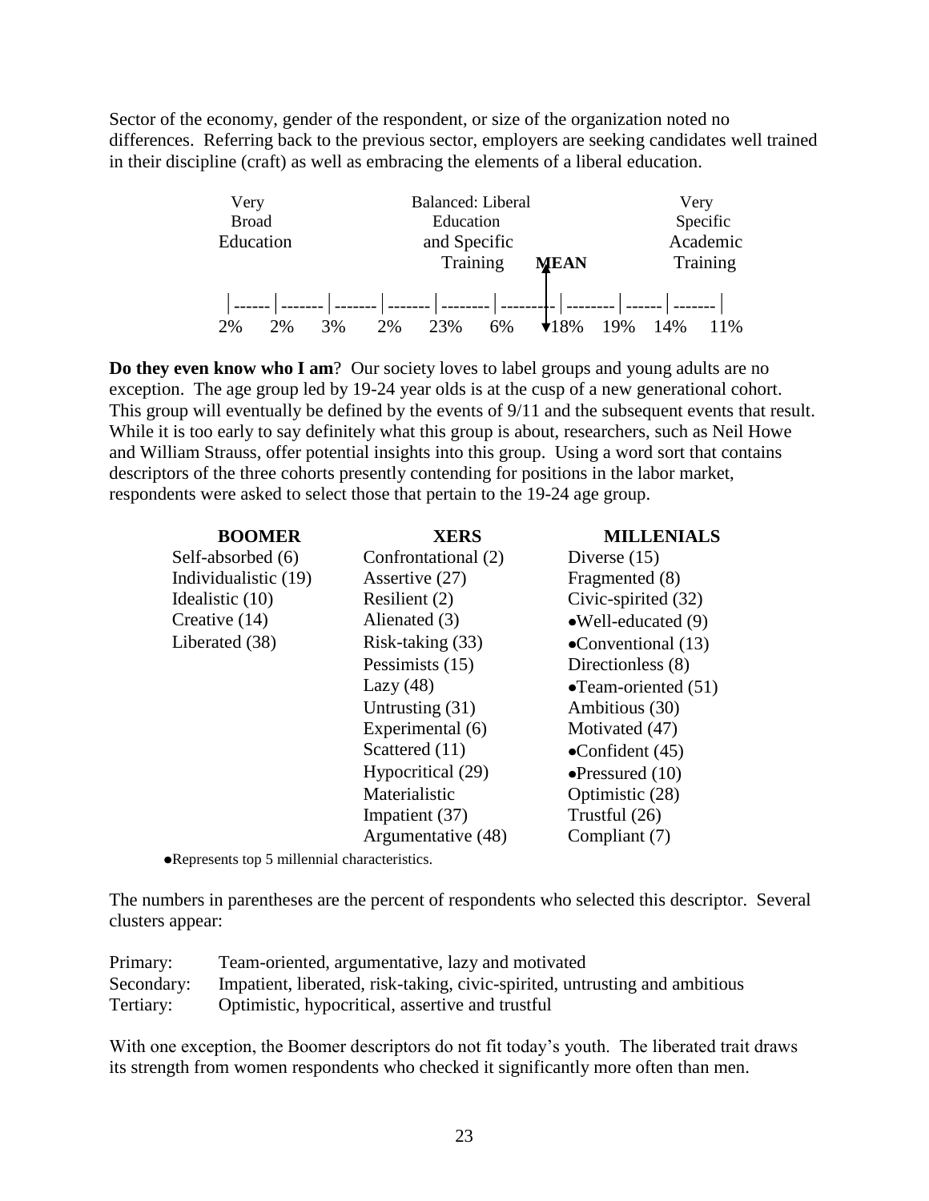Sector of the economy, gender of the respondent, or size of the organization noted no differences. Referring back to the previous sector, employers are seeking candidates well trained in their discipline (craft) as well as embracing the elements of a liberal education.

| Very Broad Education | | | | Balanced: Liberal Education and Specific Training | | MEAN | | | Very Specific Academic Training |
|---|---|---|---|---|---|---|---|---|---|
| 2% | 2% | 3% | 2% | 23% | 6% | 18% | 19% | 14% | 11% |

**Do they even know who I am**? Our society loves to label groups and young adults are no exception. The age group led by 19-24 year olds is at the cusp of a new generational cohort. This group will eventually be defined by the events of 9/11 and the subsequent events that result. While it is too early to say definitely what this group is about, researchers, such as Neil Howe and William Strauss, offer potential insights into this group. Using a word sort that contains descriptors of the three cohorts presently contending for positions in the labor market, respondents were asked to select those that pertain to the 19-24 age group.

| BOOMER | XERS | MILLENIALS |
|---|---|---|
| Self-absorbed (6) | Confrontational (2) | Diverse (15) |
| Individualistic (19) | Assertive (27) | Fragmented (8) |
| Idealistic (10) | Resilient (2) | Civic-spirited (32) |
| Creative (14) | Alienated (3) | •Well-educated (9) |
| Liberated (38) | Risk-taking (33) | •Conventional (13) |
| | Pessimists (15) | Directionless (8) |
| | Lazy (48) | •Team-oriented (51) |
| | Untrusting (31) | Ambitious (30) |
| | Experimental (6) | Motivated (47) |
| | Scattered (11) | •Confident (45) |
| | Hypocritical (29) | •Pressured (10) |
| | Materialistic | Optimistic (28) |
| | Impatient (37) | Trustful (26) |
| | Argumentative (48) | Compliant (7) |

•Represents top 5 millennial characteristics.

The numbers in parentheses are the percent of respondents who selected this descriptor. Several clusters appear:

Primary: Team-oriented, argumentative, lazy and motivated
Secondary: Impatient, liberated, risk-taking, civic-spirited, untrusting and ambitious
Tertiary: Optimistic, hypocritical, assertive and trustful

With one exception, the Boomer descriptors do not fit today's youth. The liberated trait draws its strength from women respondents who checked it significantly more often than men.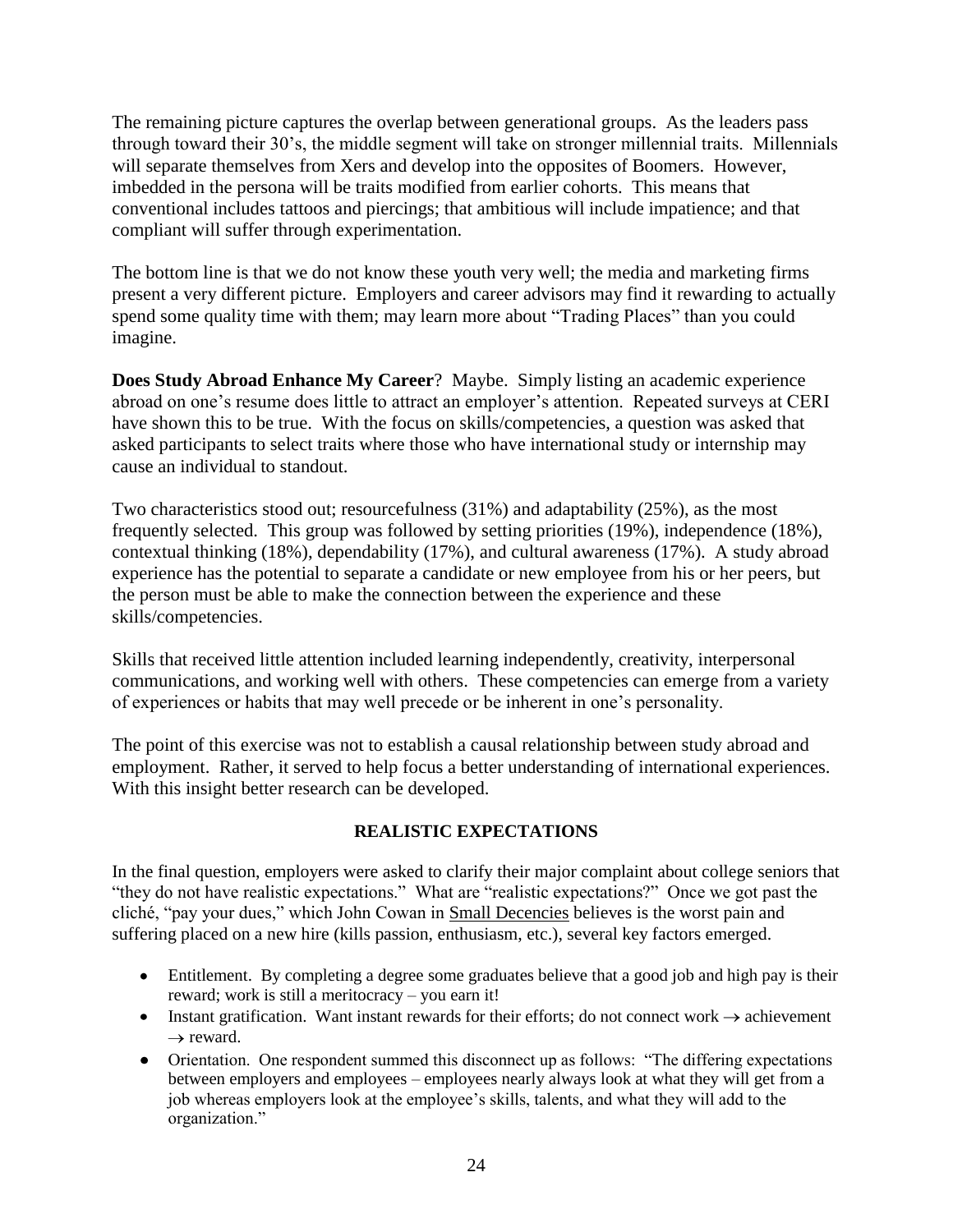The remaining picture captures the overlap between generational groups. As the leaders pass through toward their 30's, the middle segment will take on stronger millennial traits. Millennials will separate themselves from Xers and develop into the opposites of Boomers. However, imbedded in the persona will be traits modified from earlier cohorts. This means that conventional includes tattoos and piercings; that ambitious will include impatience; and that compliant will suffer through experimentation.

The bottom line is that we do not know these youth very well; the media and marketing firms present a very different picture. Employers and career advisors may find it rewarding to actually spend some quality time with them; may learn more about "Trading Places" than you could imagine.

**Does Study Abroad Enhance My Career**? Maybe. Simply listing an academic experience abroad on one's resume does little to attract an employer's attention. Repeated surveys at CERI have shown this to be true. With the focus on skills/competencies, a question was asked that asked participants to select traits where those who have international study or internship may cause an individual to standout.

Two characteristics stood out; resourcefulness (31%) and adaptability (25%), as the most frequently selected. This group was followed by setting priorities (19%), independence (18%), contextual thinking (18%), dependability (17%), and cultural awareness (17%). A study abroad experience has the potential to separate a candidate or new employee from his or her peers, but the person must be able to make the connection between the experience and these skills/competencies.

Skills that received little attention included learning independently, creativity, interpersonal communications, and working well with others. These competencies can emerge from a variety of experiences or habits that may well precede or be inherent in one's personality.

The point of this exercise was not to establish a causal relationship between study abroad and employment. Rather, it served to help focus a better understanding of international experiences. With this insight better research can be developed.

## REALISTIC EXPECTATIONS

In the final question, employers were asked to clarify their major complaint about college seniors that "they do not have realistic expectations." What are "realistic expectations?" Once we got past the cliché, "pay your dues," which John Cowan in Small Decencies believes is the worst pain and suffering placed on a new hire (kills passion, enthusiasm, etc.), several key factors emerged.

- Entitlement. By completing a degree some graduates believe that a good job and high pay is their reward; work is still a meritocracy – you earn it!
- Instant gratification. Want instant rewards for their efforts; do not connect work → achievement → reward.
- Orientation. One respondent summed this disconnect up as follows: "The differing expectations between employers and employees – employees nearly always look at what they will get from a job whereas employers look at the employee's skills, talents, and what they will add to the organization."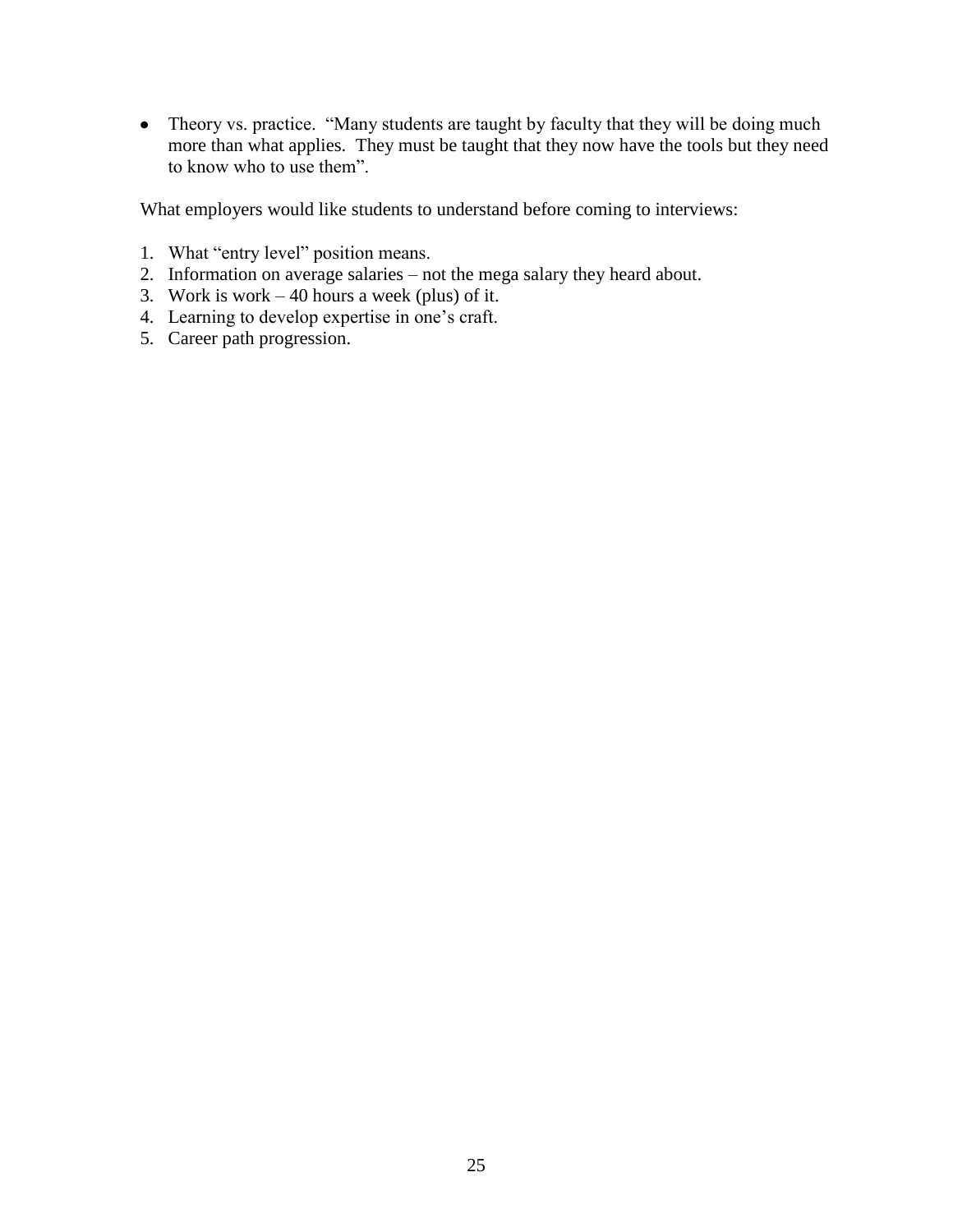- Theory vs. practice. "Many students are taught by faculty that they will be doing much more than what applies. They must be taught that they now have the tools but they need to know who to use them".

What employers would like students to understand before coming to interviews:

1. What "entry level" position means.
2. Information on average salaries – not the mega salary they heard about.
3. Work is work – 40 hours a week (plus) of it.
4. Learning to develop expertise in one's craft.
5. Career path progression.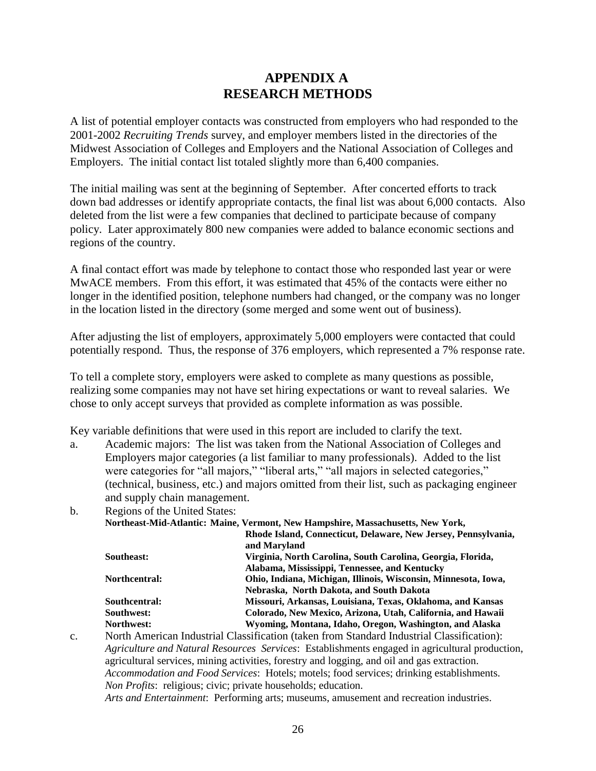# APPENDIX A
# RESEARCH METHODS

A list of potential employer contacts was constructed from employers who had responded to the 2001-2002 *Recruiting Trends* survey, and employer members listed in the directories of the Midwest Association of Colleges and Employers and the National Association of Colleges and Employers. The initial contact list totaled slightly more than 6,400 companies.

The initial mailing was sent at the beginning of September. After concerted efforts to track down bad addresses or identify appropriate contacts, the final list was about 6,000 contacts. Also deleted from the list were a few companies that declined to participate because of company policy. Later approximately 800 new companies were added to balance economic sections and regions of the country.

A final contact effort was made by telephone to contact those who responded last year or were MwACE members. From this effort, it was estimated that 45% of the contacts were either no longer in the identified position, telephone numbers had changed, or the company was no longer in the location listed in the directory (some merged and some went out of business).

After adjusting the list of employers, approximately 5,000 employers were contacted that could potentially respond. Thus, the response of 376 employers, which represented a 7% response rate.

To tell a complete story, employers were asked to complete as many questions as possible, realizing some companies may not have set hiring expectations or want to reveal salaries. We chose to only accept surveys that provided as complete information as was possible.

Key variable definitions that were used in this report are included to clarify the text.

a. Academic majors: The list was taken from the National Association of Colleges and Employers major categories (a list familiar to many professionals). Added to the list were categories for "all majors," "liberal arts," "all majors in selected categories," (technical, business, etc.) and majors omitted from their list, such as packaging engineer and supply chain management.

b. Regions of the United States:

| | |
|---|---|
| **Northeast-Mid-Atlantic:** | **Maine, Vermont, New Hampshire, Massachusetts, New York, Rhode Island, Connecticut, Delaware, New Jersey, Pennsylvania, and Maryland** |
| **Southeast:** | **Virginia, North Carolina, South Carolina, Georgia, Florida, Alabama, Mississippi, Tennessee, and Kentucky** |
| **Northcentral:** | **Ohio, Indiana, Michigan, Illinois, Wisconsin, Minnesota, Iowa, Nebraska, North Dakota, and South Dakota** |
| **Southcentral:** | **Missouri, Arkansas, Louisiana, Texas, Oklahoma, and Kansas** |
| **Southwest:** | **Colorado, New Mexico, Arizona, Utah, California, and Hawaii** |
| **Northwest:** | **Wyoming, Montana, Idaho, Oregon, Washington, and Alaska** |

c. North American Industrial Classification (taken from Standard Industrial Classification):
*Agriculture and Natural Resources Services*: Establishments engaged in agricultural production, agricultural services, mining activities, forestry and logging, and oil and gas extraction.
*Accommodation and Food Services*: Hotels; motels; food services; drinking establishments.
*Non Profits*: religious; civic; private households; education.
*Arts and Entertainment*: Performing arts; museums, amusement and recreation industries.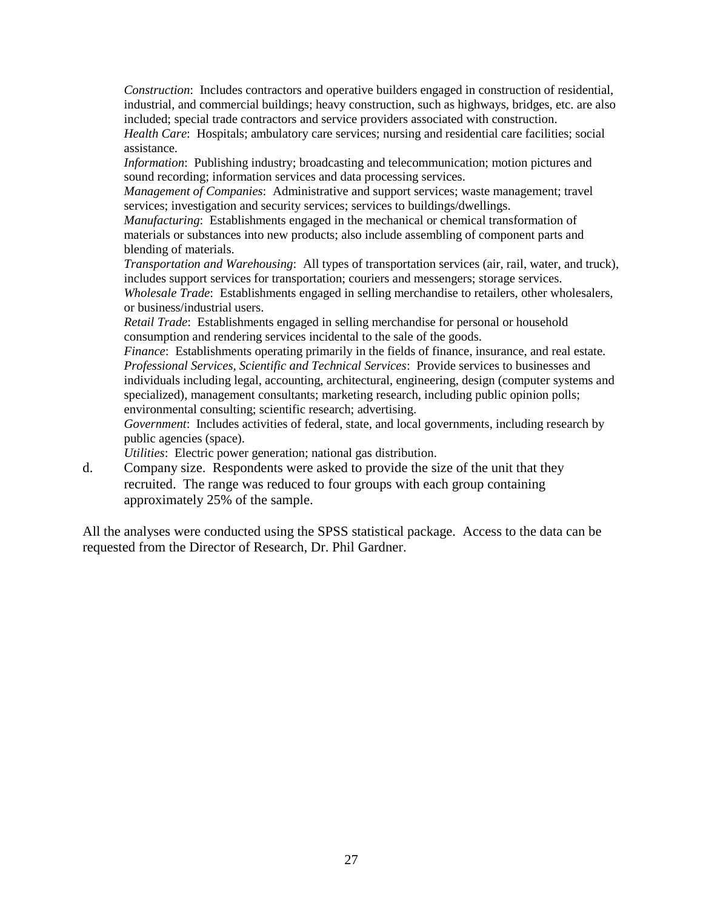*Construction*: Includes contractors and operative builders engaged in construction of residential, industrial, and commercial buildings; heavy construction, such as highways, bridges, etc. are also included; special trade contractors and service providers associated with construction.
*Health Care*: Hospitals; ambulatory care services; nursing and residential care facilities; social assistance.
*Information*: Publishing industry; broadcasting and telecommunication; motion pictures and sound recording; information services and data processing services.
*Management of Companies*: Administrative and support services; waste management; travel services; investigation and security services; services to buildings/dwellings.
*Manufacturing*: Establishments engaged in the mechanical or chemical transformation of materials or substances into new products; also include assembling of component parts and blending of materials.
*Transportation and Warehousing*: All types of transportation services (air, rail, water, and truck), includes support services for transportation; couriers and messengers; storage services.
*Wholesale Trade*: Establishments engaged in selling merchandise to retailers, other wholesalers, or business/industrial users.
*Retail Trade*: Establishments engaged in selling merchandise for personal or household consumption and rendering services incidental to the sale of the goods.
*Finance*: Establishments operating primarily in the fields of finance, insurance, and real estate.
*Professional Services, Scientific and Technical Services*: Provide services to businesses and individuals including legal, accounting, architectural, engineering, design (computer systems and specialized), management consultants; marketing research, including public opinion polls; environmental consulting; scientific research; advertising.
*Government*: Includes activities of federal, state, and local governments, including research by public agencies (space).
*Utilities*: Electric power generation; national gas distribution.

d. Company size. Respondents were asked to provide the size of the unit that they recruited. The range was reduced to four groups with each group containing approximately 25% of the sample.

All the analyses were conducted using the SPSS statistical package. Access to the data can be requested from the Director of Research, Dr. Phil Gardner.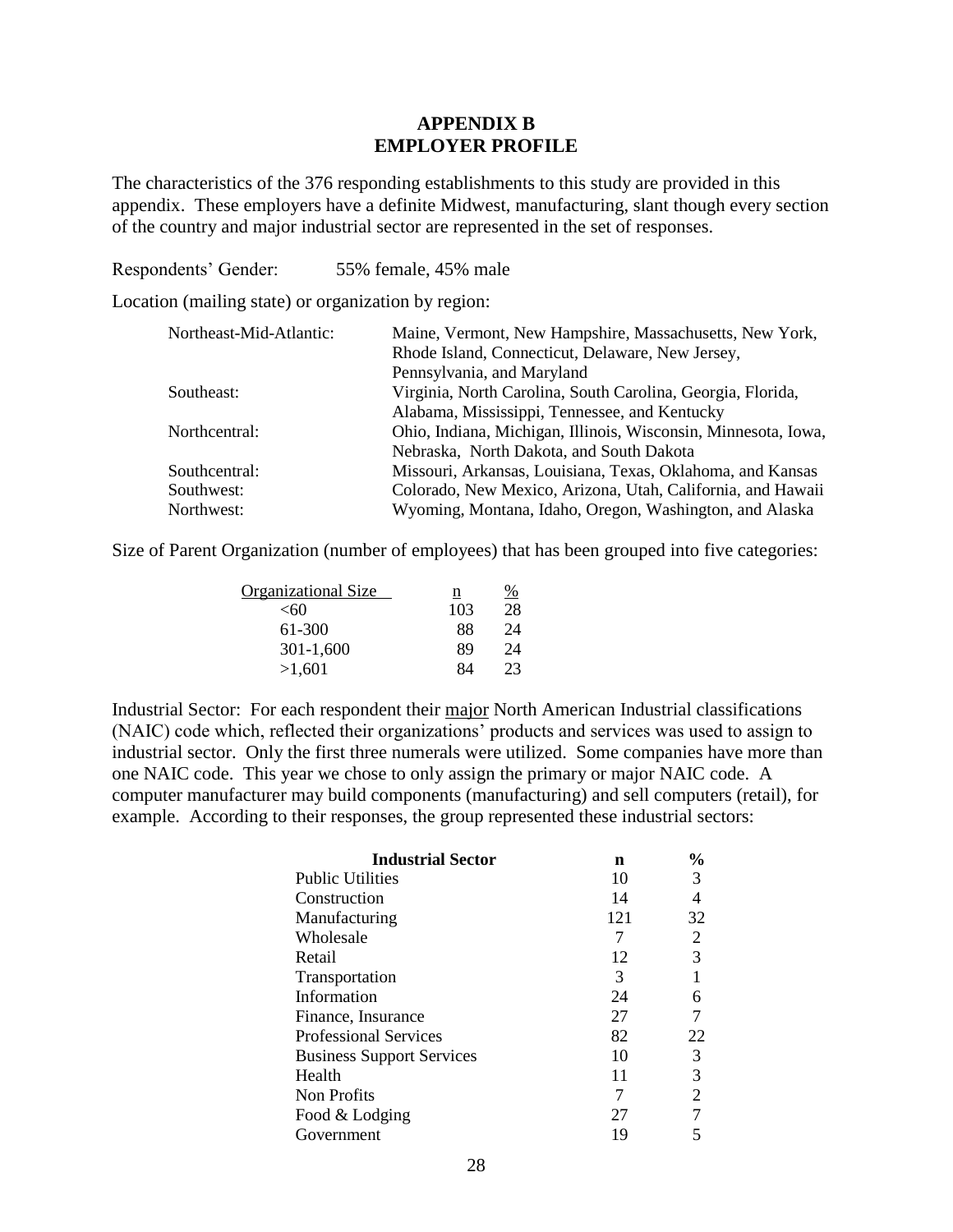# APPENDIX B
# EMPLOYER PROFILE

The characteristics of the 376 responding establishments to this study are provided in this appendix. These employers have a definite Midwest, manufacturing, slant though every section of the country and major industrial sector are represented in the set of responses.

Respondents' Gender: 55% female, 45% male

Location (mailing state) or organization by region:

| | |
|---|---|
| Northeast-Mid-Atlantic: | Maine, Vermont, New Hampshire, Massachusetts, New York, Rhode Island, Connecticut, Delaware, New Jersey, Pennsylvania, and Maryland |
| Southeast: | Virginia, North Carolina, South Carolina, Georgia, Florida, Alabama, Mississippi, Tennessee, and Kentucky |
| Northcentral: | Ohio, Indiana, Michigan, Illinois, Wisconsin, Minnesota, Iowa, Nebraska, North Dakota, and South Dakota |
| Southcentral: | Missouri, Arkansas, Louisiana, Texas, Oklahoma, and Kansas |
| Southwest: | Colorado, New Mexico, Arizona, Utah, California, and Hawaii |
| Northwest: | Wyoming, Montana, Idaho, Oregon, Washington, and Alaska |

Size of Parent Organization (number of employees) that has been grouped into five categories:

| Organizational Size | n | % |
|---|---|---|
| <60 | 103 | 28 |
| 61-300 | 88 | 24 |
| 301-1,600 | 89 | 24 |
| >1,601 | 84 | 23 |

Industrial Sector: For each respondent their major North American Industrial classifications (NAIC) code which, reflected their organizations' products and services was used to assign to industrial sector. Only the first three numerals were utilized. Some companies have more than one NAIC code. This year we chose to only assign the primary or major NAIC code. A computer manufacturer may build components (manufacturing) and sell computers (retail), for example. According to their responses, the group represented these industrial sectors:

| Industrial Sector | n | % |
|---|---|---|
| Public Utilities | 10 | 3 |
| Construction | 14 | 4 |
| Manufacturing | 121 | 32 |
| Wholesale | 7 | 2 |
| Retail | 12 | 3 |
| Transportation | 3 | 1 |
| Information | 24 | 6 |
| Finance, Insurance | 27 | 7 |
| Professional Services | 82 | 22 |
| Business Support Services | 10 | 3 |
| Health | 11 | 3 |
| Non Profits | 7 | 2 |
| Food & Lodging | 27 | 7 |
| Government | 19 | 5 |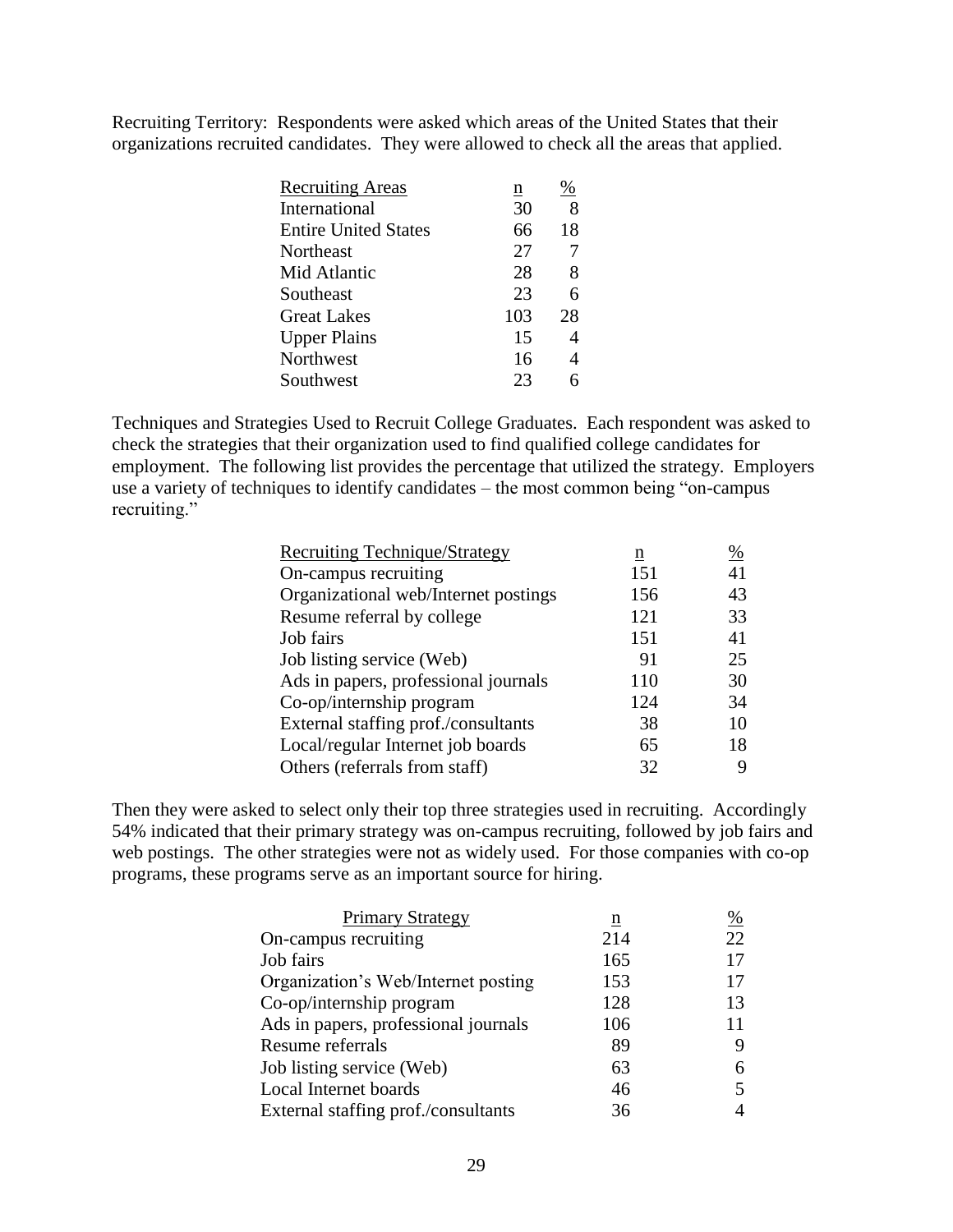Recruiting Territory: Respondents were asked which areas of the United States that their organizations recruited candidates. They were allowed to check all the areas that applied.

| Recruiting Areas | n | % |
|---|---|---|
| International | 30 | 8 |
| Entire United States | 66 | 18 |
| Northeast | 27 | 7 |
| Mid Atlantic | 28 | 8 |
| Southeast | 23 | 6 |
| Great Lakes | 103 | 28 |
| Upper Plains | 15 | 4 |
| Northwest | 16 | 4 |
| Southwest | 23 | 6 |

Techniques and Strategies Used to Recruit College Graduates. Each respondent was asked to check the strategies that their organization used to find qualified college candidates for employment. The following list provides the percentage that utilized the strategy. Employers use a variety of techniques to identify candidates – the most common being "on-campus recruiting."

| Recruiting Technique/Strategy | n | % |
|---|---|---|
| On-campus recruiting | 151 | 41 |
| Organizational web/Internet postings | 156 | 43 |
| Resume referral by college | 121 | 33 |
| Job fairs | 151 | 41 |
| Job listing service (Web) | 91 | 25 |
| Ads in papers, professional journals | 110 | 30 |
| Co-op/internship program | 124 | 34 |
| External staffing prof./consultants | 38 | 10 |
| Local/regular Internet job boards | 65 | 18 |
| Others (referrals from staff) | 32 | 9 |

Then they were asked to select only their top three strategies used in recruiting. Accordingly 54% indicated that their primary strategy was on-campus recruiting, followed by job fairs and web postings. The other strategies were not as widely used. For those companies with co-op programs, these programs serve as an important source for hiring.

| Primary Strategy | n | % |
|---|---|---|
| On-campus recruiting | 214 | 22 |
| Job fairs | 165 | 17 |
| Organization's Web/Internet posting | 153 | 17 |
| Co-op/internship program | 128 | 13 |
| Ads in papers, professional journals | 106 | 11 |
| Resume referrals | 89 | 9 |
| Job listing service (Web) | 63 | 6 |
| Local Internet boards | 46 | 5 |
| External staffing prof./consultants | 36 | 4 |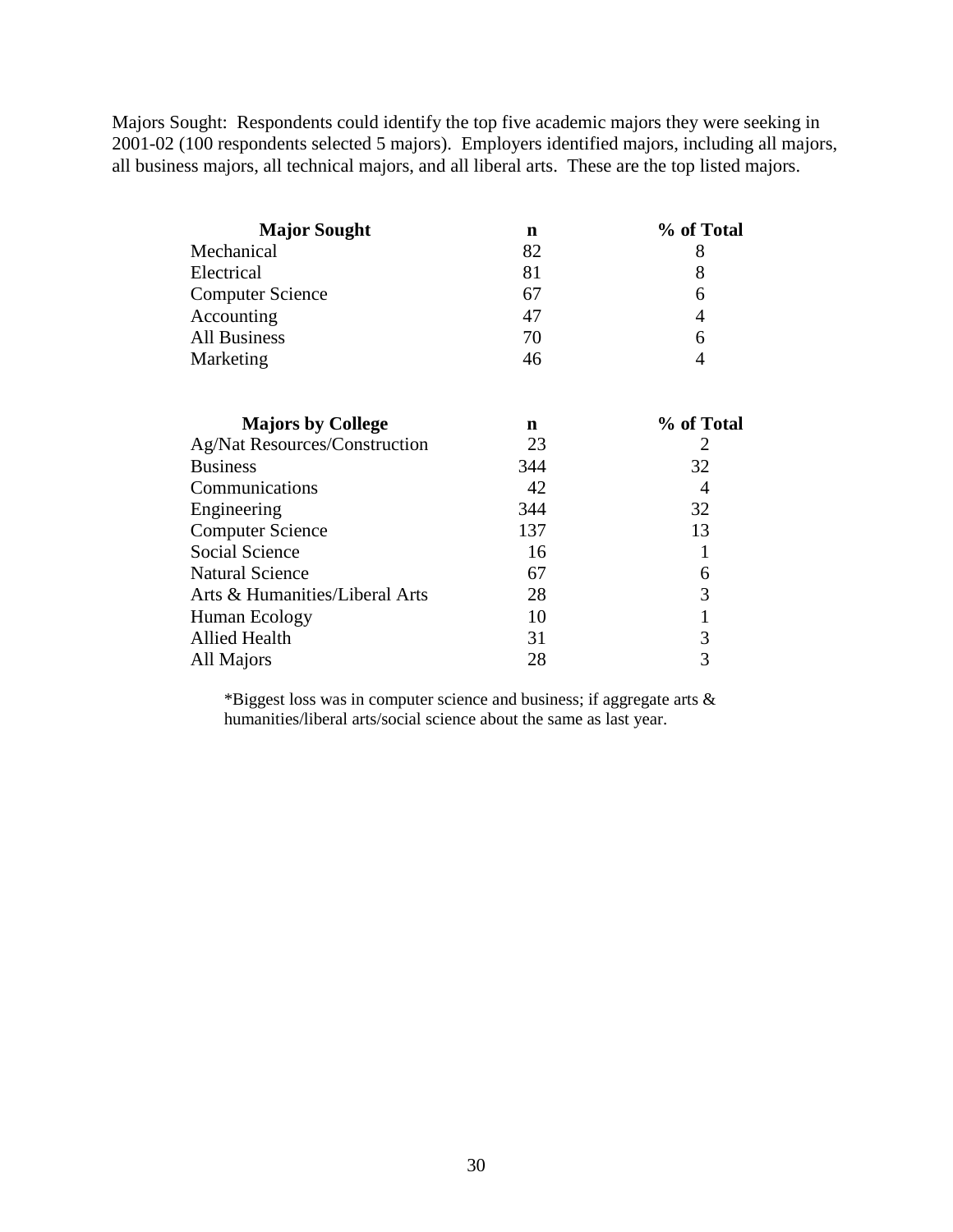Majors Sought: Respondents could identify the top five academic majors they were seeking in 2001-02 (100 respondents selected 5 majors). Employers identified majors, including all majors, all business majors, all technical majors, and all liberal arts. These are the top listed majors.

| Major Sought | n | % of Total |
|---|---|---|
| Mechanical | 82 | 8 |
| Electrical | 81 | 8 |
| Computer Science | 67 | 6 |
| Accounting | 47 | 4 |
| All Business | 70 | 6 |
| Marketing | 46 | 4 |

| Majors by College | n | % of Total |
|---|---|---|
| Ag/Nat Resources/Construction | 23 | 2 |
| Business | 344 | 32 |
| Communications | 42 | 4 |
| Engineering | 344 | 32 |
| Computer Science | 137 | 13 |
| Social Science | 16 | 1 |
| Natural Science | 67 | 6 |
| Arts & Humanities/Liberal Arts | 28 | 3 |
| Human Ecology | 10 | 1 |
| Allied Health | 31 | 3 |
| All Majors | 28 | 3 |

*Biggest loss was in computer science and business; if aggregate arts & humanities/liberal arts/social science about the same as last year.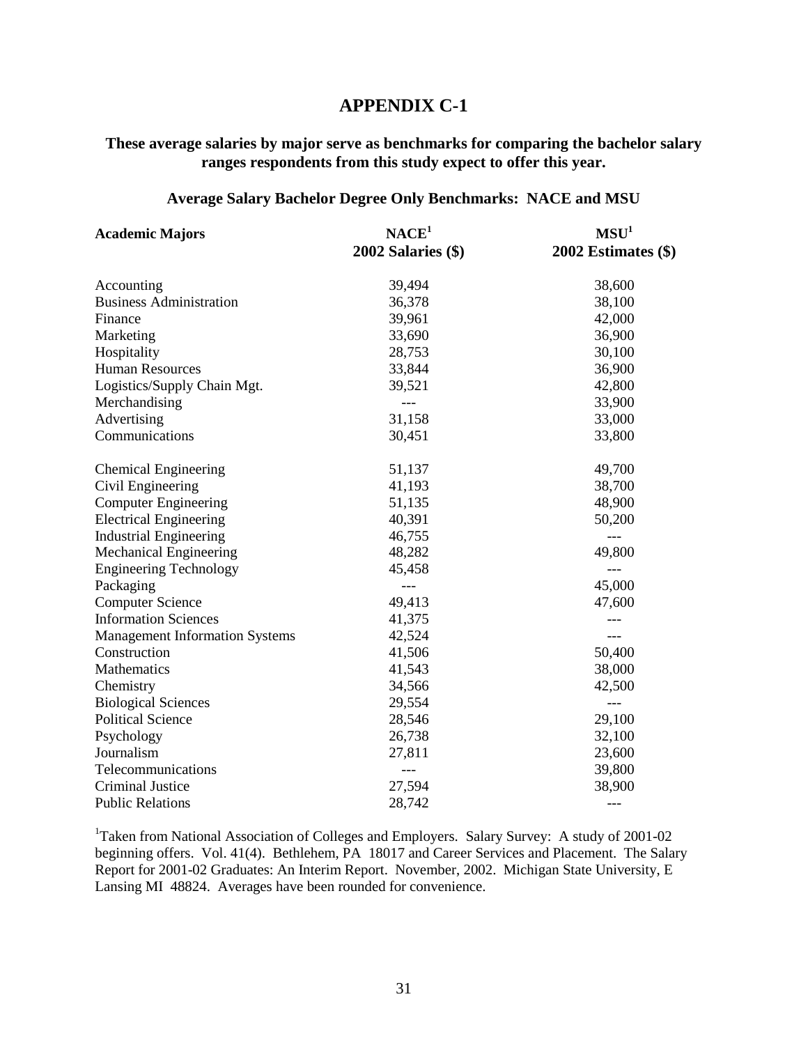# APPENDIX C-1

**These average salaries by major serve as benchmarks for comparing the bachelor salary ranges respondents from this study expect to offer this year.**

**Average Salary Bachelor Degree Only Benchmarks: NACE and MSU**

| Academic Majors | NACE[1] 2002 Salaries ($) | MSU[1] 2002 Estimates ($) |
|---|---|---|
| Accounting | 39,494 | 38,600 |
| Business Administration | 36,378 | 38,100 |
| Finance | 39,961 | 42,000 |
| Marketing | 33,690 | 36,900 |
| Hospitality | 28,753 | 30,100 |
| Human Resources | 33,844 | 36,900 |
| Logistics/Supply Chain Mgt. | 39,521 | 42,800 |
| Merchandising | --- | 33,900 |
| Advertising | 31,158 | 33,000 |
| Communications | 30,451 | 33,800 |
| Chemical Engineering | 51,137 | 49,700 |
| Civil Engineering | 41,193 | 38,700 |
| Computer Engineering | 51,135 | 48,900 |
| Electrical Engineering | 40,391 | 50,200 |
| Industrial Engineering | 46,755 | --- |
| Mechanical Engineering | 48,282 | 49,800 |
| Engineering Technology | 45,458 | --- |
| Packaging | --- | 45,000 |
| Computer Science | 49,413 | 47,600 |
| Information Sciences | 41,375 | --- |
| Management Information Systems | 42,524 | --- |
| Construction | 41,506 | 50,400 |
| Mathematics | 41,543 | 38,000 |
| Chemistry | 34,566 | 42,500 |
| Biological Sciences | 29,554 | --- |
| Political Science | 28,546 | 29,100 |
| Psychology | 26,738 | 32,100 |
| Journalism | 27,811 | 23,600 |
| Telecommunications | --- | 39,800 |
| Criminal Justice | 27,594 | 38,900 |
| Public Relations | 28,742 | --- |

[1]Taken from National Association of Colleges and Employers. Salary Survey: A study of 2001-02 beginning offers. Vol. 41(4). Bethlehem, PA 18017 and Career Services and Placement. The Salary Report for 2001-02 Graduates: An Interim Report. November, 2002. Michigan State University, E Lansing MI 48824. Averages have been rounded for convenience.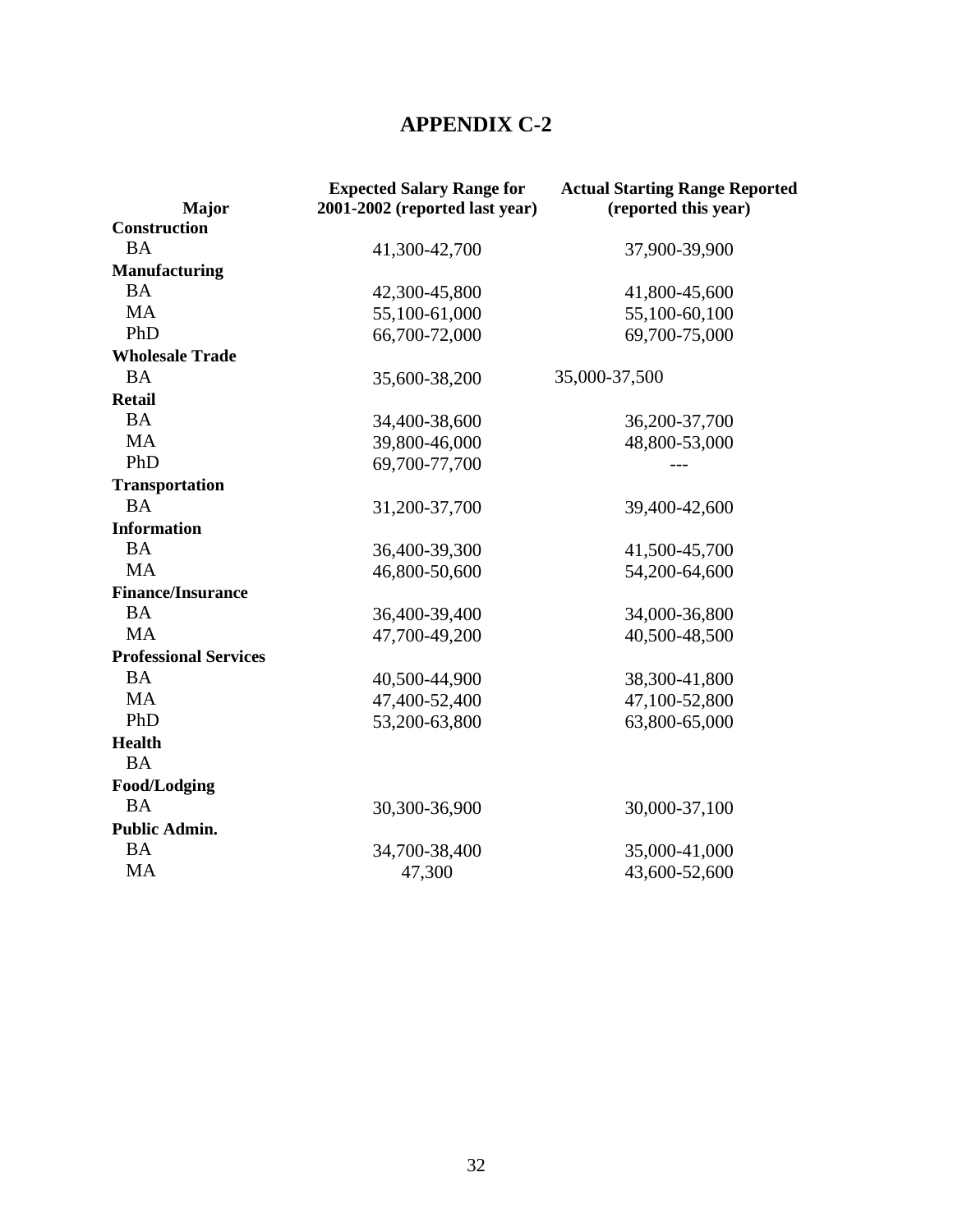# APPENDIX C-2

| Major | Expected Salary Range for 2001-2002 (reported last year) | Actual Starting Range Reported (reported this year) |
|---|---|---|
| **Construction** | | |
| BA | 41,300-42,700 | 37,900-39,900 |
| **Manufacturing** | | |
| BA | 42,300-45,800 | 41,800-45,600 |
| MA | 55,100-61,000 | 55,100-60,100 |
| PhD | 66,700-72,000 | 69,700-75,000 |
| **Wholesale Trade** | | |
| BA | 35,600-38,200 | 35,000-37,500 |
| **Retail** | | |
| BA | 34,400-38,600 | 36,200-37,700 |
| MA | 39,800-46,000 | 48,800-53,000 |
| PhD | 69,700-77,700 | --- |
| **Transportation** | | |
| BA | 31,200-37,700 | 39,400-42,600 |
| **Information** | | |
| BA | 36,400-39,300 | 41,500-45,700 |
| MA | 46,800-50,600 | 54,200-64,600 |
| **Finance/Insurance** | | |
| BA | 36,400-39,400 | 34,000-36,800 |
| MA | 47,700-49,200 | 40,500-48,500 |
| **Professional Services** | | |
| BA | 40,500-44,900 | 38,300-41,800 |
| MA | 47,400-52,400 | 47,100-52,800 |
| PhD | 53,200-63,800 | 63,800-65,000 |
| **Health** | | |
| BA | | |
| **Food/Lodging** | | |
| BA | 30,300-36,900 | 30,000-37,100 |
| **Public Admin.** | | |
| BA | 34,700-38,400 | 35,000-41,000 |
| MA | 47,300 | 43,600-52,600 |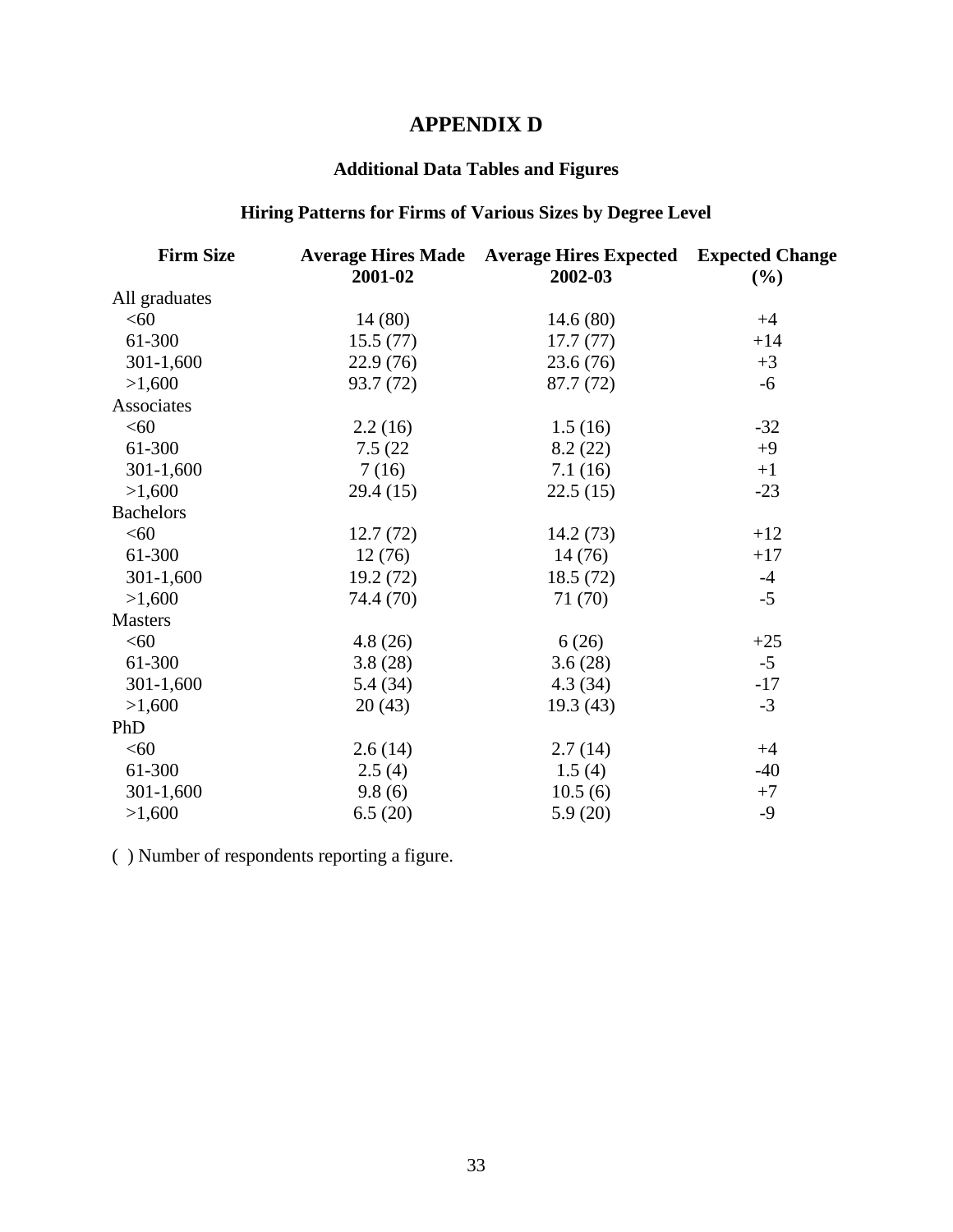# APPENDIX D

## Additional Data Tables and Figures

### Hiring Patterns for Firms of Various Sizes by Degree Level

| Firm Size | Average Hires Made 2001-02 | Average Hires Expected 2002-03 | Expected Change (%) |
|---|---|---|---|
| All graduates | | | |
| <60 | 14 (80) | 14.6 (80) | +4 |
| 61-300 | 15.5 (77) | 17.7 (77) | +14 |
| 301-1,600 | 22.9 (76) | 23.6 (76) | +3 |
| >1,600 | 93.7 (72) | 87.7 (72) | -6 |
| Associates | | | |
| <60 | 2.2 (16) | 1.5 (16) | -32 |
| 61-300 | 7.5 (22 | 8.2 (22) | +9 |
| 301-1,600 | 7 (16) | 7.1 (16) | +1 |
| >1,600 | 29.4 (15) | 22.5 (15) | -23 |
| Bachelors | | | |
| <60 | 12.7 (72) | 14.2 (73) | +12 |
| 61-300 | 12 (76) | 14 (76) | +17 |
| 301-1,600 | 19.2 (72) | 18.5 (72) | -4 |
| >1,600 | 74.4 (70) | 71 (70) | -5 |
| Masters | | | |
| <60 | 4.8 (26) | 6 (26) | +25 |
| 61-300 | 3.8 (28) | 3.6 (28) | -5 |
| 301-1,600 | 5.4 (34) | 4.3 (34) | -17 |
| >1,600 | 20 (43) | 19.3 (43) | -3 |
| PhD | | | |
| <60 | 2.6 (14) | 2.7 (14) | +4 |
| 61-300 | 2.5 (4) | 1.5 (4) | -40 |
| 301-1,600 | 9.8 (6) | 10.5 (6) | +7 |
| >1,600 | 6.5 (20) | 5.9 (20) | -9 |

( ) Number of respondents reporting a figure.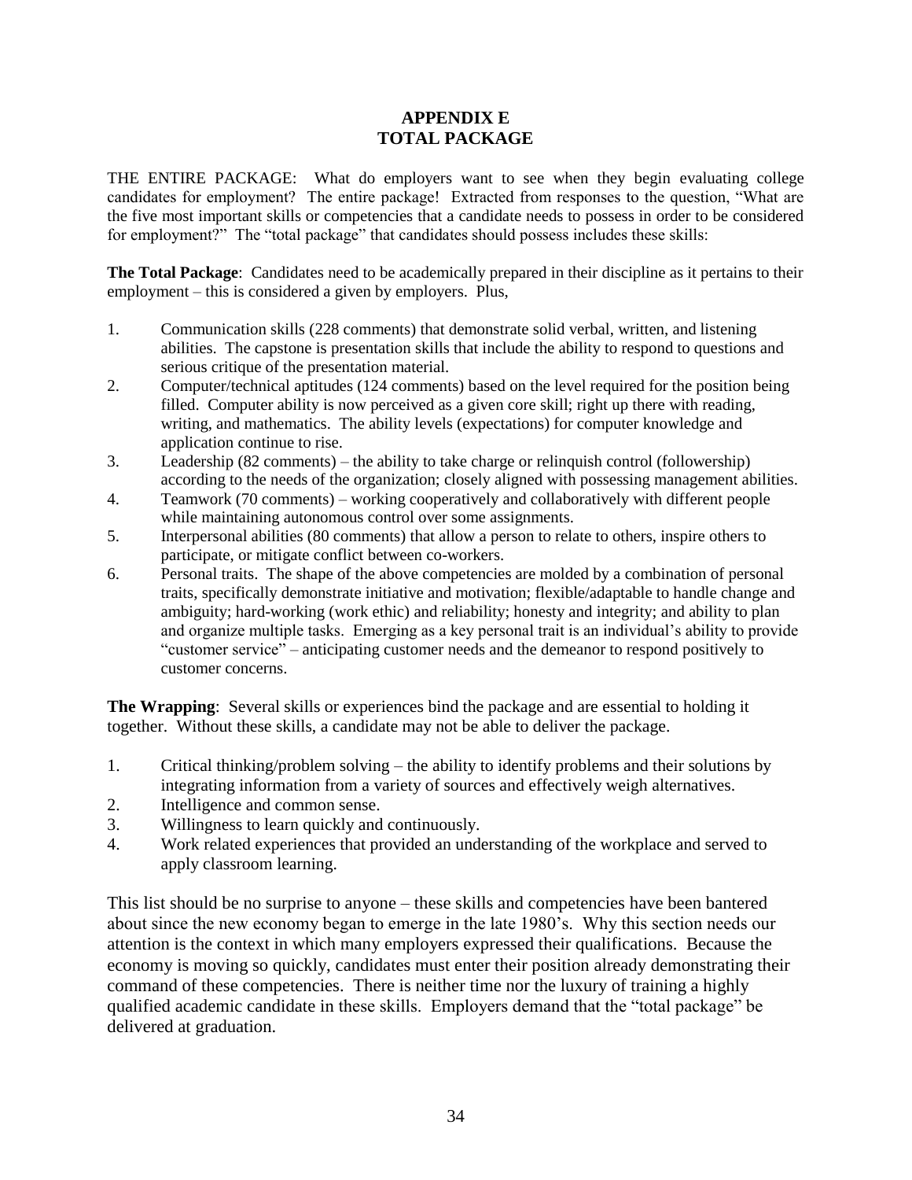# APPENDIX E
# TOTAL PACKAGE

THE ENTIRE PACKAGE: What do employers want to see when they begin evaluating college candidates for employment? The entire package! Extracted from responses to the question, "What are the five most important skills or competencies that a candidate needs to possess in order to be considered for employment?" The "total package" that candidates should possess includes these skills:

**The Total Package**: Candidates need to be academically prepared in their discipline as it pertains to their employment – this is considered a given by employers. Plus,

1. Communication skills (228 comments) that demonstrate solid verbal, written, and listening abilities. The capstone is presentation skills that include the ability to respond to questions and serious critique of the presentation material.
2. Computer/technical aptitudes (124 comments) based on the level required for the position being filled. Computer ability is now perceived as a given core skill; right up there with reading, writing, and mathematics. The ability levels (expectations) for computer knowledge and application continue to rise.
3. Leadership (82 comments) – the ability to take charge or relinquish control (followership) according to the needs of the organization; closely aligned with possessing management abilities.
4. Teamwork (70 comments) – working cooperatively and collaboratively with different people while maintaining autonomous control over some assignments.
5. Interpersonal abilities (80 comments) that allow a person to relate to others, inspire others to participate, or mitigate conflict between co-workers.
6. Personal traits. The shape of the above competencies are molded by a combination of personal traits, specifically demonstrate initiative and motivation; flexible/adaptable to handle change and ambiguity; hard-working (work ethic) and reliability; honesty and integrity; and ability to plan and organize multiple tasks. Emerging as a key personal trait is an individual's ability to provide "customer service" – anticipating customer needs and the demeanor to respond positively to customer concerns.

**The Wrapping**: Several skills or experiences bind the package and are essential to holding it together. Without these skills, a candidate may not be able to deliver the package.

1. Critical thinking/problem solving – the ability to identify problems and their solutions by integrating information from a variety of sources and effectively weigh alternatives.
2. Intelligence and common sense.
3. Willingness to learn quickly and continuously.
4. Work related experiences that provided an understanding of the workplace and served to apply classroom learning.

This list should be no surprise to anyone – these skills and competencies have been bantered about since the new economy began to emerge in the late 1980's. Why this section needs our attention is the context in which many employers expressed their qualifications. Because the economy is moving so quickly, candidates must enter their position already demonstrating their command of these competencies. There is neither time nor the luxury of training a highly qualified academic candidate in these skills. Employers demand that the "total package" be delivered at graduation.